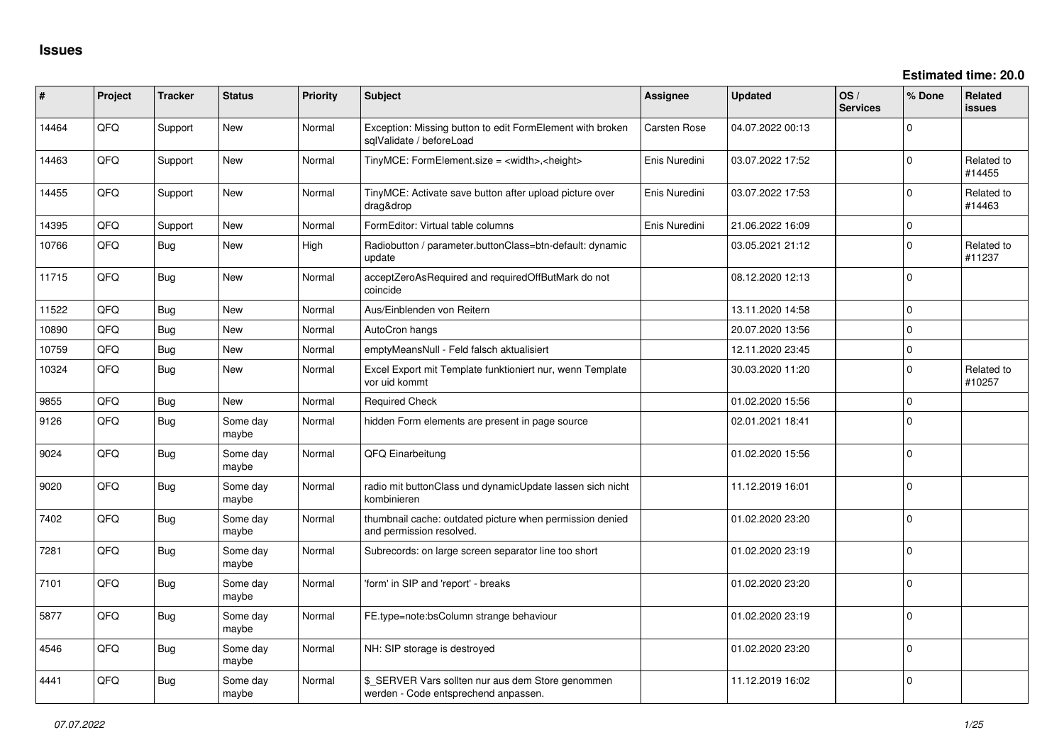# Issues

**Estimated time: 20.0**

| # | Project | Tracker | Status | Priority | Subject | Assignee | Updated | OS / Services | % Done | Related issues |
|---|---|---|---|---|---|---|---|---|---|---|
| 14464 | QFQ | Support | New | Normal | Exception: Missing button to edit FormElement with broken sqlValidate / beforeLoad | Carsten Rose | 04.07.2022 00:13 | | 0 | |
| 14463 | QFQ | Support | New | Normal | TinyMCE: FormElement.size = <width>,<height> | Enis Nuredini | 03.07.2022 17:52 | | 0 | Related to #14455 |
| 14455 | QFQ | Support | New | Normal | TinyMCE: Activate save button after upload picture over drag&drop | Enis Nuredini | 03.07.2022 17:53 | | 0 | Related to #14463 |
| 14395 | QFQ | Support | New | Normal | FormEditor: Virtual table columns | Enis Nuredini | 21.06.2022 16:09 | | 0 | |
| 10766 | QFQ | Bug | New | High | Radiobutton / parameter.buttonClass=btn-default: dynamic update | | 03.05.2021 21:12 | | 0 | Related to #11237 |
| 11715 | QFQ | Bug | New | Normal | acceptZeroAsRequired and requiredOffButMark do not coincide | | 08.12.2020 12:13 | | 0 | |
| 11522 | QFQ | Bug | New | Normal | Aus/Einblenden von Reitern | | 13.11.2020 14:58 | | 0 | |
| 10890 | QFQ | Bug | New | Normal | AutoCron hangs | | 20.07.2020 13:56 | | 0 | |
| 10759 | QFQ | Bug | New | Normal | emptyMeansNull - Feld falsch aktualisiert | | 12.11.2020 23:45 | | 0 | |
| 10324 | QFQ | Bug | New | Normal | Excel Export mit Template funktioniert nur, wenn Template vor uid kommt | | 30.03.2020 11:20 | | 0 | Related to #10257 |
| 9855 | QFQ | Bug | New | Normal | Required Check | | 01.02.2020 15:56 | | 0 | |
| 9126 | QFQ | Bug | Some day maybe | Normal | hidden Form elements are present in page source | | 02.01.2021 18:41 | | 0 | |
| 9024 | QFQ | Bug | Some day maybe | Normal | QFQ Einarbeitung | | 01.02.2020 15:56 | | 0 | |
| 9020 | QFQ | Bug | Some day maybe | Normal | radio mit buttonClass und dynamicUpdate lassen sich nicht kombinieren | | 11.12.2019 16:01 | | 0 | |
| 7402 | QFQ | Bug | Some day maybe | Normal | thumbnail cache: outdated picture when permission denied and permission resolved. | | 01.02.2020 23:20 | | 0 | |
| 7281 | QFQ | Bug | Some day maybe | Normal | Subrecords: on large screen separator line too short | | 01.02.2020 23:19 | | 0 | |
| 7101 | QFQ | Bug | Some day maybe | Normal | 'form' in SIP and 'report' - breaks | | 01.02.2020 23:20 | | 0 | |
| 5877 | QFQ | Bug | Some day maybe | Normal | FE.type=note:bsColumn strange behaviour | | 01.02.2020 23:19 | | 0 | |
| 4546 | QFQ | Bug | Some day maybe | Normal | NH: SIP storage is destroyed | | 01.02.2020 23:20 | | 0 | |
| 4441 | QFQ | Bug | Some day maybe | Normal | $_SERVER Vars sollten nur aus dem Store genommen werden - Code entsprechend anpassen. | | 11.12.2019 16:02 | | 0 | |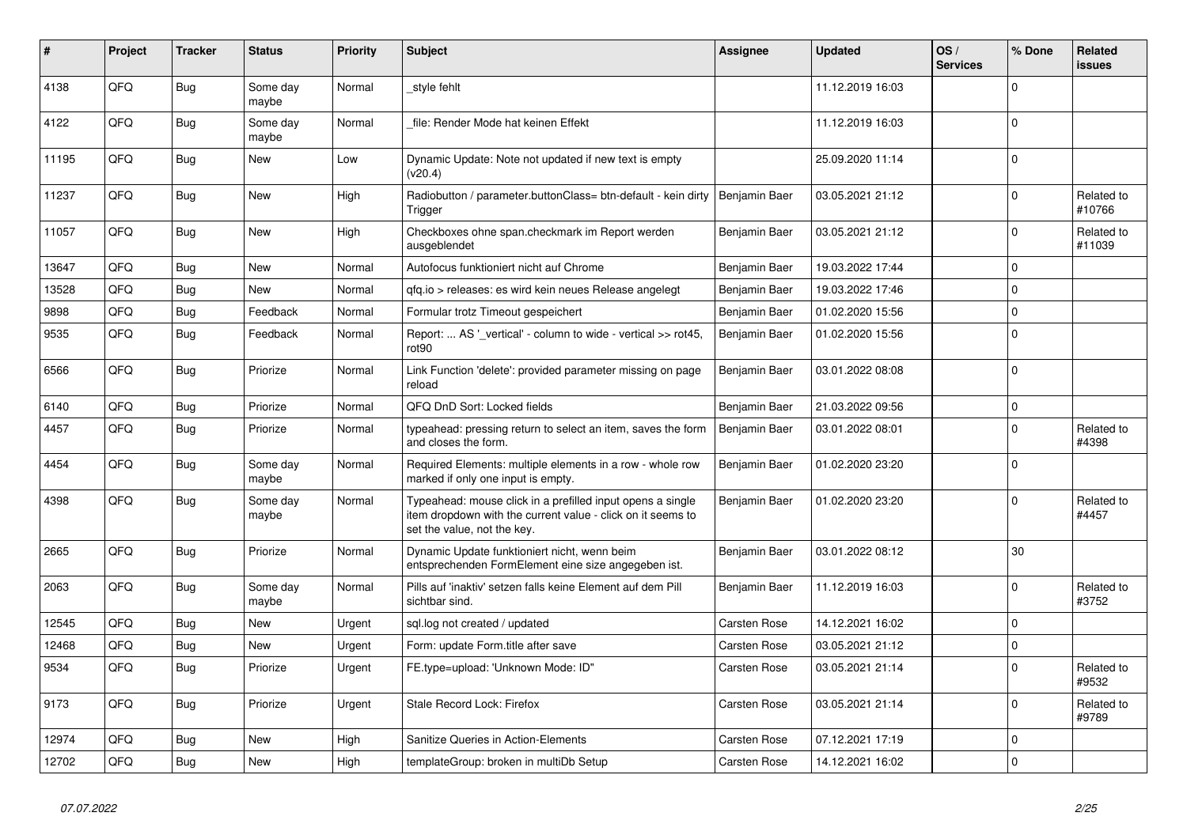| # | Project | Tracker | Status | Priority | Subject | Assignee | Updated | OS / Services | % Done | Related issues |
|---|---|---|---|---|---|---|---|---|---|---|
| 4138 | QFQ | Bug | Some day maybe | Normal | _style fehlt | | 11.12.2019 16:03 | | 0 | |
| 4122 | QFQ | Bug | Some day maybe | Normal | _file: Render Mode hat keinen Effekt | | 11.12.2019 16:03 | | 0 | |
| 11195 | QFQ | Bug | New | Low | Dynamic Update: Note not updated if new text is empty (v20.4) | | 25.09.2020 11:14 | | 0 | |
| 11237 | QFQ | Bug | New | High | Radiobutton / parameter.buttonClass= btn-default - kein dirty Trigger | Benjamin Baer | 03.05.2021 21:12 | | 0 | Related to #10766 |
| 11057 | QFQ | Bug | New | High | Checkboxes ohne span.checkmark im Report werden ausgeblendet | Benjamin Baer | 03.05.2021 21:12 | | 0 | Related to #11039 |
| 13647 | QFQ | Bug | New | Normal | Autofocus funktioniert nicht auf Chrome | Benjamin Baer | 19.03.2022 17:44 | | 0 | |
| 13528 | QFQ | Bug | New | Normal | qfq.io > releases: es wird kein neues Release angelegt | Benjamin Baer | 19.03.2022 17:46 | | 0 | |
| 9898 | QFQ | Bug | Feedback | Normal | Formular trotz Timeout gespeichert | Benjamin Baer | 01.02.2020 15:56 | | 0 | |
| 9535 | QFQ | Bug | Feedback | Normal | Report: ... AS '_vertical' - column to wide - vertical >> rot45, rot90 | Benjamin Baer | 01.02.2020 15:56 | | 0 | |
| 6566 | QFQ | Bug | Priorize | Normal | Link Function 'delete': provided parameter missing on page reload | Benjamin Baer | 03.01.2022 08:08 | | 0 | |
| 6140 | QFQ | Bug | Priorize | Normal | QFQ DnD Sort: Locked fields | Benjamin Baer | 21.03.2022 09:56 | | 0 | |
| 4457 | QFQ | Bug | Priorize | Normal | typeahead: pressing return to select an item, saves the form and closes the form. | Benjamin Baer | 03.01.2022 08:01 | | 0 | Related to #4398 |
| 4454 | QFQ | Bug | Some day maybe | Normal | Required Elements: multiple elements in a row - whole row marked if only one input is empty. | Benjamin Baer | 01.02.2020 23:20 | | 0 | |
| 4398 | QFQ | Bug | Some day maybe | Normal | Typeahead: mouse click in a prefilled input opens a single item dropdown with the current value - click on it seems to set the value, not the key. | Benjamin Baer | 01.02.2020 23:20 | | 0 | Related to #4457 |
| 2665 | QFQ | Bug | Priorize | Normal | Dynamic Update funktioniert nicht, wenn beim entsprechenden FormElement eine size angegeben ist. | Benjamin Baer | 03.01.2022 08:12 | | 30 | |
| 2063 | QFQ | Bug | Some day maybe | Normal | Pills auf 'inaktiv' setzen falls keine Element auf dem Pill sichtbar sind. | Benjamin Baer | 11.12.2019 16:03 | | 0 | Related to #3752 |
| 12545 | QFQ | Bug | New | Urgent | sql.log not created / updated | Carsten Rose | 14.12.2021 16:02 | | 0 | |
| 12468 | QFQ | Bug | New | Urgent | Form: update Form.title after save | Carsten Rose | 03.05.2021 21:12 | | 0 | |
| 9534 | QFQ | Bug | Priorize | Urgent | FE.type=upload: 'Unknown Mode: ID" | Carsten Rose | 03.05.2021 21:14 | | 0 | Related to #9532 |
| 9173 | QFQ | Bug | Priorize | Urgent | Stale Record Lock: Firefox | Carsten Rose | 03.05.2021 21:14 | | 0 | Related to #9789 |
| 12974 | QFQ | Bug | New | High | Sanitize Queries in Action-Elements | Carsten Rose | 07.12.2021 17:19 | | 0 | |
| 12702 | QFQ | Bug | New | High | templateGroup: broken in multiDb Setup | Carsten Rose | 14.12.2021 16:02 | | 0 | |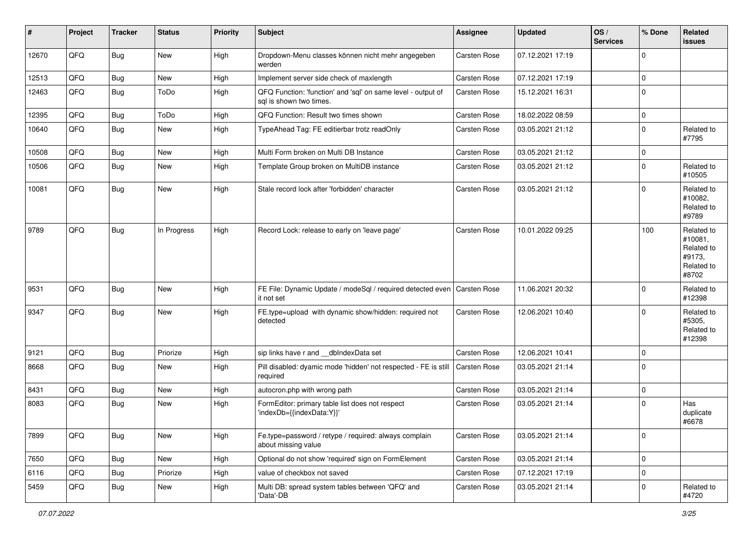| # | Project | Tracker | Status | Priority | Subject | Assignee | Updated | OS / Services | % Done | Related issues |
|---|---|---|---|---|---|---|---|---|---|---|
| 12670 | QFQ | Bug | New | High | Dropdown-Menu classes können nicht mehr angegeben werden | Carsten Rose | 07.12.2021 17:19 | | 0 | |
| 12513 | QFQ | Bug | New | High | Implement server side check of maxlength | Carsten Rose | 07.12.2021 17:19 | | 0 | |
| 12463 | QFQ | Bug | ToDo | High | QFQ Function: 'function' and 'sql' on same level - output of sql is shown two times. | Carsten Rose | 15.12.2021 16:31 | | 0 | |
| 12395 | QFQ | Bug | ToDo | High | QFQ Function: Result two times shown | Carsten Rose | 18.02.2022 08:59 | | 0 | |
| 10640 | QFQ | Bug | New | High | TypeAhead Tag: FE editierbar trotz readOnly | Carsten Rose | 03.05.2021 21:12 | | 0 | Related to #7795 |
| 10508 | QFQ | Bug | New | High | Multi Form broken on Multi DB Instance | Carsten Rose | 03.05.2021 21:12 | | 0 | |
| 10506 | QFQ | Bug | New | High | Template Group broken on MultiDB instance | Carsten Rose | 03.05.2021 21:12 | | 0 | Related to #10505 |
| 10081 | QFQ | Bug | New | High | Stale record lock after 'forbidden' character | Carsten Rose | 03.05.2021 21:12 | | 0 | Related to #10082, Related to #9789 |
| 9789 | QFQ | Bug | In Progress | High | Record Lock: release to early on 'leave page' | Carsten Rose | 10.01.2022 09:25 | | 100 | Related to #10081, Related to #9173, Related to #8702 |
| 9531 | QFQ | Bug | New | High | FE File: Dynamic Update / modeSql / required detected even it not set | Carsten Rose | 11.06.2021 20:32 | | 0 | Related to #12398 |
| 9347 | QFQ | Bug | New | High | FE.type=upload with dynamic show/hidden: required not detected | Carsten Rose | 12.06.2021 10:40 | | 0 | Related to #5305, Related to #12398 |
| 9121 | QFQ | Bug | Priorize | High | sip links have r and __dbIndexData set | Carsten Rose | 12.06.2021 10:41 | | 0 | |
| 8668 | QFQ | Bug | New | High | Pill disabled: dyamic mode 'hidden' not respected - FE is still required | Carsten Rose | 03.05.2021 21:14 | | 0 | |
| 8431 | QFQ | Bug | New | High | autocron.php with wrong path | Carsten Rose | 03.05.2021 21:14 | | 0 | |
| 8083 | QFQ | Bug | New | High | FormEditor: primary table list does not respect 'indexDb={{indexData:Y}}' | Carsten Rose | 03.05.2021 21:14 | | 0 | Has duplicate #6678 |
| 7899 | QFQ | Bug | New | High | Fe.type=password / retype / required: always complain about missing value | Carsten Rose | 03.05.2021 21:14 | | 0 | |
| 7650 | QFQ | Bug | New | High | Optional do not show 'required' sign on FormElement | Carsten Rose | 03.05.2021 21:14 | | 0 | |
| 6116 | QFQ | Bug | Priorize | High | value of checkbox not saved | Carsten Rose | 07.12.2021 17:19 | | 0 | |
| 5459 | QFQ | Bug | New | High | Multi DB: spread system tables between 'QFQ' and 'Data'-DB | Carsten Rose | 03.05.2021 21:14 | | 0 | Related to #4720 |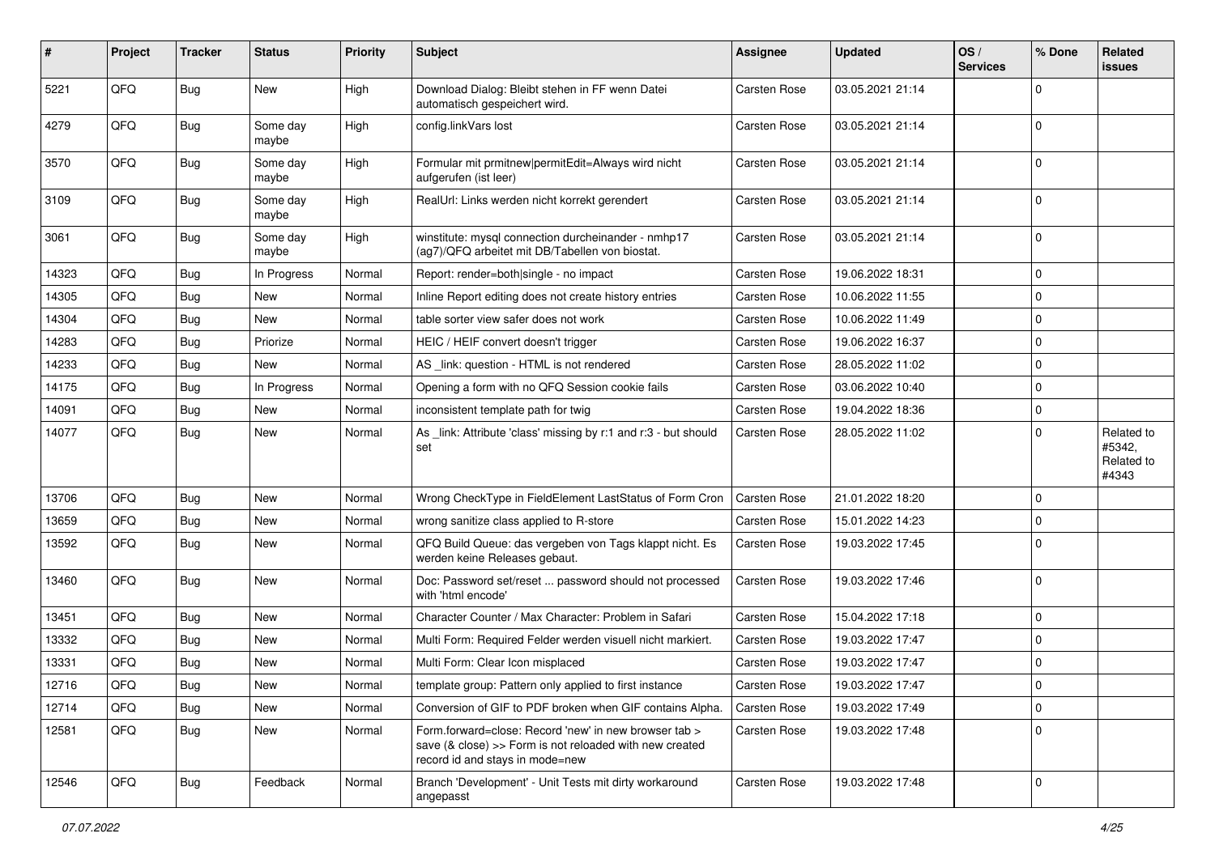| # | Project | Tracker | Status | Priority | Subject | Assignee | Updated | OS / Services | % Done | Related issues |
|---|---|---|---|---|---|---|---|---|---|---|
| 5221 | QFQ | Bug | New | High | Download Dialog: Bleibt stehen in FF wenn Datei automatisch gespeichert wird. | Carsten Rose | 03.05.2021 21:14 | | 0 | |
| 4279 | QFQ | Bug | Some day maybe | High | config.linkVars lost | Carsten Rose | 03.05.2021 21:14 | | 0 | |
| 3570 | QFQ | Bug | Some day maybe | High | Formular mit prmitnew\|permitEdit=Always wird nicht aufgerufen (ist leer) | Carsten Rose | 03.05.2021 21:14 | | 0 | |
| 3109 | QFQ | Bug | Some day maybe | High | RealUrl: Links werden nicht korrekt gerendert | Carsten Rose | 03.05.2021 21:14 | | 0 | |
| 3061 | QFQ | Bug | Some day maybe | High | winstitute: mysql connection durcheinander - nmhp17 (ag7)/QFQ arbeitet mit DB/Tabellen von biostat. | Carsten Rose | 03.05.2021 21:14 | | 0 | |
| 14323 | QFQ | Bug | In Progress | Normal | Report: render=both\|single - no impact | Carsten Rose | 19.06.2022 18:31 | | 0 | |
| 14305 | QFQ | Bug | New | Normal | Inline Report editing does not create history entries | Carsten Rose | 10.06.2022 11:55 | | 0 | |
| 14304 | QFQ | Bug | New | Normal | table sorter view safer does not work | Carsten Rose | 10.06.2022 11:49 | | 0 | |
| 14283 | QFQ | Bug | Priorize | Normal | HEIC / HEIF convert doesn't trigger | Carsten Rose | 19.06.2022 16:37 | | 0 | |
| 14233 | QFQ | Bug | New | Normal | AS _link: question - HTML is not rendered | Carsten Rose | 28.05.2022 11:02 | | 0 | |
| 14175 | QFQ | Bug | In Progress | Normal | Opening a form with no QFQ Session cookie fails | Carsten Rose | 03.06.2022 10:40 | | 0 | |
| 14091 | QFQ | Bug | New | Normal | inconsistent template path for twig | Carsten Rose | 19.04.2022 18:36 | | 0 | |
| 14077 | QFQ | Bug | New | Normal | As _link: Attribute 'class' missing by r:1 and r:3 - but should set | Carsten Rose | 28.05.2022 11:02 | | 0 | Related to #5342, Related to #4343 |
| 13706 | QFQ | Bug | New | Normal | Wrong CheckType in FieldElement LastStatus of Form Cron | Carsten Rose | 21.01.2022 18:20 | | 0 | |
| 13659 | QFQ | Bug | New | Normal | wrong sanitize class applied to R-store | Carsten Rose | 15.01.2022 14:23 | | 0 | |
| 13592 | QFQ | Bug | New | Normal | QFQ Build Queue: das vergeben von Tags klappt nicht. Es werden keine Releases gebaut. | Carsten Rose | 19.03.2022 17:45 | | 0 | |
| 13460 | QFQ | Bug | New | Normal | Doc: Password set/reset ... password should not processed with 'html encode' | Carsten Rose | 19.03.2022 17:46 | | 0 | |
| 13451 | QFQ | Bug | New | Normal | Character Counter / Max Character: Problem in Safari | Carsten Rose | 15.04.2022 17:18 | | 0 | |
| 13332 | QFQ | Bug | New | Normal | Multi Form: Required Felder werden visuell nicht markiert. | Carsten Rose | 19.03.2022 17:47 | | 0 | |
| 13331 | QFQ | Bug | New | Normal | Multi Form: Clear Icon misplaced | Carsten Rose | 19.03.2022 17:47 | | 0 | |
| 12716 | QFQ | Bug | New | Normal | template group: Pattern only applied to first instance | Carsten Rose | 19.03.2022 17:47 | | 0 | |
| 12714 | QFQ | Bug | New | Normal | Conversion of GIF to PDF broken when GIF contains Alpha. | Carsten Rose | 19.03.2022 17:49 | | 0 | |
| 12581 | QFQ | Bug | New | Normal | Form.forward=close: Record 'new' in new browser tab > save (& close) >> Form is not reloaded with new created record id and stays in mode=new | Carsten Rose | 19.03.2022 17:48 | | 0 | |
| 12546 | QFQ | Bug | Feedback | Normal | Branch 'Development' - Unit Tests mit dirty workaround angepasst | Carsten Rose | 19.03.2022 17:48 | | 0 | |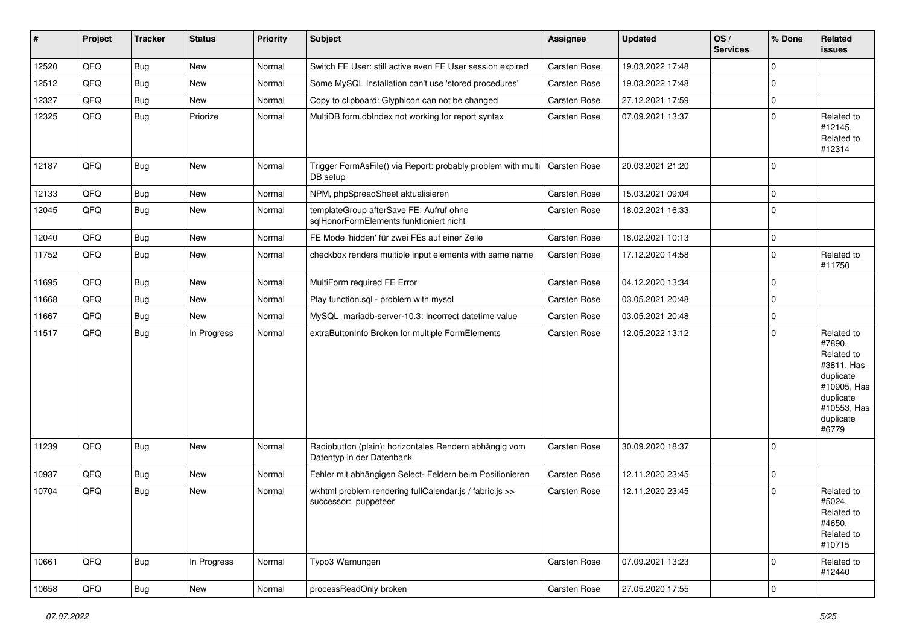| # | Project | Tracker | Status | Priority | Subject | Assignee | Updated | OS / Services | % Done | Related issues |
|---|---|---|---|---|---|---|---|---|---|---|
| 12520 | QFQ | Bug | New | Normal | Switch FE User: still active even FE User session expired | Carsten Rose | 19.03.2022 17:48 | | 0 | |
| 12512 | QFQ | Bug | New | Normal | Some MySQL Installation can't use 'stored procedures' | Carsten Rose | 19.03.2022 17:48 | | 0 | |
| 12327 | QFQ | Bug | New | Normal | Copy to clipboard: Glyphicon can not be changed | Carsten Rose | 27.12.2021 17:59 | | 0 | |
| 12325 | QFQ | Bug | Priorize | Normal | MultiDB form.dbIndex not working for report syntax | Carsten Rose | 07.09.2021 13:37 | | 0 | Related to #12145, Related to #12314 |
| 12187 | QFQ | Bug | New | Normal | Trigger FormAsFile() via Report: probably problem with multi DB setup | Carsten Rose | 20.03.2021 21:20 | | 0 | |
| 12133 | QFQ | Bug | New | Normal | NPM, phpSpreadSheet aktualisieren | Carsten Rose | 15.03.2021 09:04 | | 0 | |
| 12045 | QFQ | Bug | New | Normal | templateGroup afterSave FE: Aufruf ohne sqlHonorFormElements funktioniert nicht | Carsten Rose | 18.02.2021 16:33 | | 0 | |
| 12040 | QFQ | Bug | New | Normal | FE Mode 'hidden' für zwei FEs auf einer Zeile | Carsten Rose | 18.02.2021 10:13 | | 0 | |
| 11752 | QFQ | Bug | New | Normal | checkbox renders multiple input elements with same name | Carsten Rose | 17.12.2020 14:58 | | 0 | Related to #11750 |
| 11695 | QFQ | Bug | New | Normal | MultiForm required FE Error | Carsten Rose | 04.12.2020 13:34 | | 0 | |
| 11668 | QFQ | Bug | New | Normal | Play function.sql - problem with mysql | Carsten Rose | 03.05.2021 20:48 | | 0 | |
| 11667 | QFQ | Bug | New | Normal | MySQL mariadb-server-10.3: Incorrect datetime value | Carsten Rose | 03.05.2021 20:48 | | 0 | |
| 11517 | QFQ | Bug | In Progress | Normal | extraButtonInfo Broken for multiple FormElements | Carsten Rose | 12.05.2022 13:12 | | 0 | Related to #7890, Related to #3811, Has duplicate #10905, Has duplicate #10553, Has duplicate #6779 |
| 11239 | QFQ | Bug | New | Normal | Radiobutton (plain): horizontales Rendern abhängig vom Datentyp in der Datenbank | Carsten Rose | 30.09.2020 18:37 | | 0 | |
| 10937 | QFQ | Bug | New | Normal | Fehler mit abhängigen Select- Feldern beim Positionieren | Carsten Rose | 12.11.2020 23:45 | | 0 | |
| 10704 | QFQ | Bug | New | Normal | wkhtml problem rendering fullCalendar.js / fabric.js >> successor: puppeteer | Carsten Rose | 12.11.2020 23:45 | | 0 | Related to #5024, Related to #4650, Related to #10715 |
| 10661 | QFQ | Bug | In Progress | Normal | Typo3 Warnungen | Carsten Rose | 07.09.2021 13:23 | | 0 | Related to #12440 |
| 10658 | QFQ | Bug | New | Normal | processReadOnly broken | Carsten Rose | 27.05.2020 17:55 | | 0 | |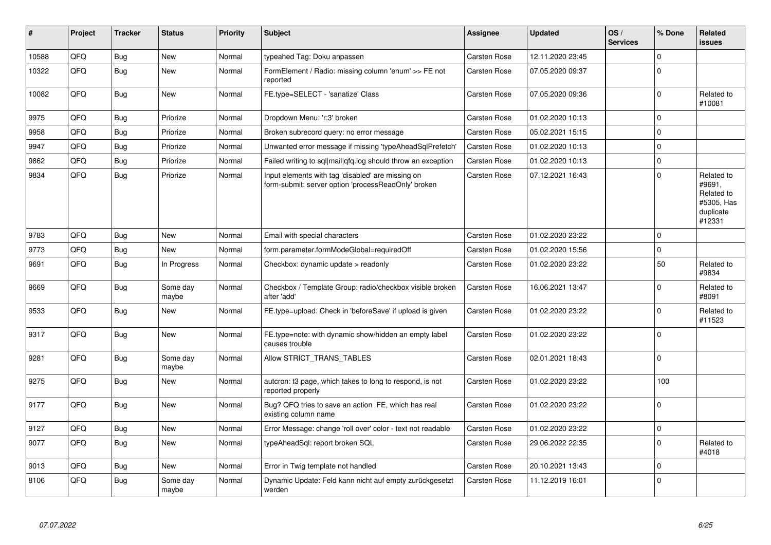| # | Project | Tracker | Status | Priority | Subject | Assignee | Updated | OS / Services | % Done | Related issues |
|---|---|---|---|---|---|---|---|---|---|---|
| 10588 | QFQ | Bug | New | Normal | typeahed Tag: Doku anpassen | Carsten Rose | 12.11.2020 23:45 | | 0 | |
| 10322 | QFQ | Bug | New | Normal | FormElement / Radio: missing column 'enum' >> FE not reported | Carsten Rose | 07.05.2020 09:37 | | 0 | |
| 10082 | QFQ | Bug | New | Normal | FE.type=SELECT - 'sanatize' Class | Carsten Rose | 07.05.2020 09:36 | | 0 | Related to #10081 |
| 9975 | QFQ | Bug | Priorize | Normal | Dropdown Menu: 'r:3' broken | Carsten Rose | 01.02.2020 10:13 | | 0 | |
| 9958 | QFQ | Bug | Priorize | Normal | Broken subrecord query: no error message | Carsten Rose | 05.02.2021 15:15 | | 0 | |
| 9947 | QFQ | Bug | Priorize | Normal | Unwanted error message if missing 'typeAheadSqlPrefetch' | Carsten Rose | 01.02.2020 10:13 | | 0 | |
| 9862 | QFQ | Bug | Priorize | Normal | Failed writing to sql\|mail\|qfq.log should throw an exception | Carsten Rose | 01.02.2020 10:13 | | 0 | |
| 9834 | QFQ | Bug | Priorize | Normal | Input elements with tag 'disabled' are missing on form-submit: server option 'processReadOnly' broken | Carsten Rose | 07.12.2021 16:43 | | 0 | Related to #9691, Related to #5305, Has duplicate #12331 |
| 9783 | QFQ | Bug | New | Normal | Email with special characters | Carsten Rose | 01.02.2020 23:22 | | 0 | |
| 9773 | QFQ | Bug | New | Normal | form.parameter.formModeGlobal=requiredOff | Carsten Rose | 01.02.2020 15:56 | | 0 | |
| 9691 | QFQ | Bug | In Progress | Normal | Checkbox: dynamic update > readonly | Carsten Rose | 01.02.2020 23:22 | | 50 | Related to #9834 |
| 9669 | QFQ | Bug | Some day maybe | Normal | Checkbox / Template Group: radio/checkbox visible broken after 'add' | Carsten Rose | 16.06.2021 13:47 | | 0 | Related to #8091 |
| 9533 | QFQ | Bug | New | Normal | FE.type=upload: Check in 'beforeSave' if upload is given | Carsten Rose | 01.02.2020 23:22 | | 0 | Related to #11523 |
| 9317 | QFQ | Bug | New | Normal | FE.type=note: with dynamic show/hidden an empty label causes trouble | Carsten Rose | 01.02.2020 23:22 | | 0 | |
| 9281 | QFQ | Bug | Some day maybe | Normal | Allow STRICT_TRANS_TABLES | Carsten Rose | 02.01.2021 18:43 | | 0 | |
| 9275 | QFQ | Bug | New | Normal | autcron: t3 page, which takes to long to respond, is not reported properly | Carsten Rose | 01.02.2020 23:22 | | 100 | |
| 9177 | QFQ | Bug | New | Normal | Bug? QFQ tries to save an action FE, which has real existing column name | Carsten Rose | 01.02.2020 23:22 | | 0 | |
| 9127 | QFQ | Bug | New | Normal | Error Message: change 'roll over' color - text not readable | Carsten Rose | 01.02.2020 23:22 | | 0 | |
| 9077 | QFQ | Bug | New | Normal | typeAheadSql: report broken SQL | Carsten Rose | 29.06.2022 22:35 | | 0 | Related to #4018 |
| 9013 | QFQ | Bug | New | Normal | Error in Twig template not handled | Carsten Rose | 20.10.2021 13:43 | | 0 | |
| 8106 | QFQ | Bug | Some day maybe | Normal | Dynamic Update: Feld kann nicht auf empty zurückgesetzt werden | Carsten Rose | 11.12.2019 16:01 | | 0 | |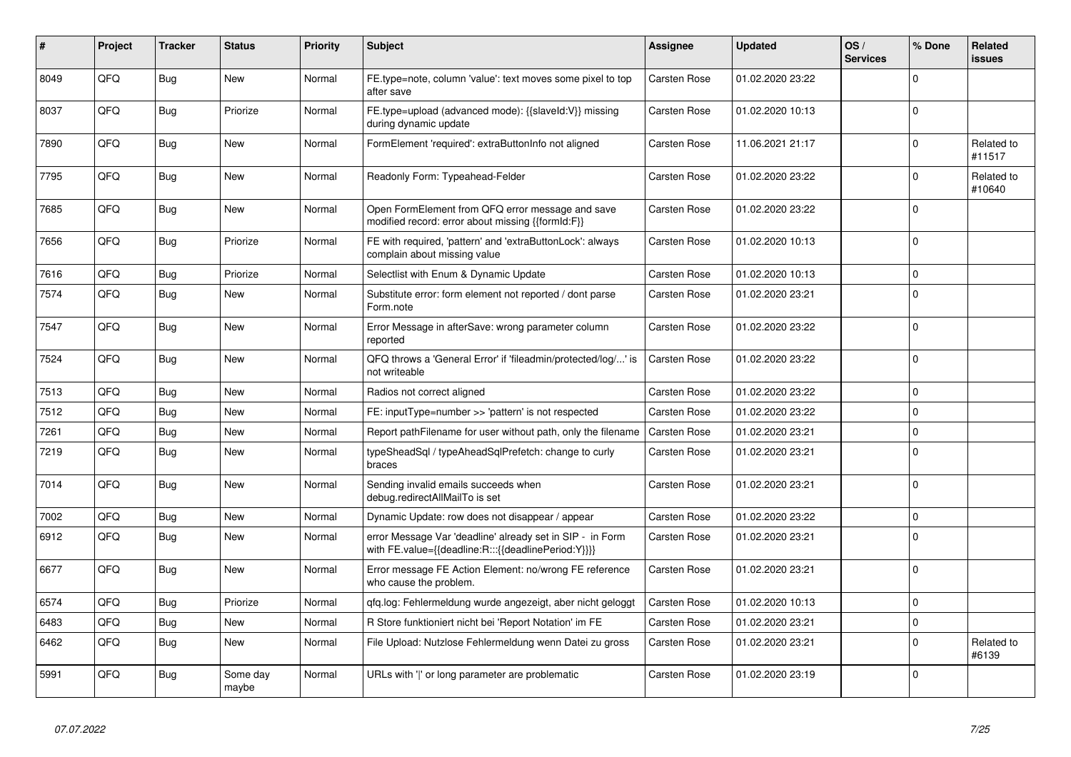| # | Project | Tracker | Status | Priority | Subject | Assignee | Updated | OS / Services | % Done | Related issues |
|---|---|---|---|---|---|---|---|---|---|---|
| 8049 | QFQ | Bug | New | Normal | FE.type=note, column 'value': text moves some pixel to top after save | Carsten Rose | 01.02.2020 23:22 | | 0 | |
| 8037 | QFQ | Bug | Priorize | Normal | FE.type=upload (advanced mode): {{slaveId:V}} missing during dynamic update | Carsten Rose | 01.02.2020 10:13 | | 0 | |
| 7890 | QFQ | Bug | New | Normal | FormElement 'required': extraButtonInfo not aligned | Carsten Rose | 11.06.2021 21:17 | | 0 | Related to #11517 |
| 7795 | QFQ | Bug | New | Normal | Readonly Form: Typeahead-Felder | Carsten Rose | 01.02.2020 23:22 | | 0 | Related to #10640 |
| 7685 | QFQ | Bug | New | Normal | Open FormElement from QFQ error message and save modified record: error about missing {{formId:F}} | Carsten Rose | 01.02.2020 23:22 | | 0 | |
| 7656 | QFQ | Bug | Priorize | Normal | FE with required, 'pattern' and 'extraButtonLock': always complain about missing value | Carsten Rose | 01.02.2020 10:13 | | 0 | |
| 7616 | QFQ | Bug | Priorize | Normal | Selectlist with Enum & Dynamic Update | Carsten Rose | 01.02.2020 10:13 | | 0 | |
| 7574 | QFQ | Bug | New | Normal | Substitute error: form element not reported / dont parse Form.note | Carsten Rose | 01.02.2020 23:21 | | 0 | |
| 7547 | QFQ | Bug | New | Normal | Error Message in afterSave: wrong parameter column reported | Carsten Rose | 01.02.2020 23:22 | | 0 | |
| 7524 | QFQ | Bug | New | Normal | QFQ throws a 'General Error' if 'fileadmin/protected/log/...' is not writeable | Carsten Rose | 01.02.2020 23:22 | | 0 | |
| 7513 | QFQ | Bug | New | Normal | Radios not correct aligned | Carsten Rose | 01.02.2020 23:22 | | 0 | |
| 7512 | QFQ | Bug | New | Normal | FE: inputType=number >> 'pattern' is not respected | Carsten Rose | 01.02.2020 23:22 | | 0 | |
| 7261 | QFQ | Bug | New | Normal | Report pathFilename for user without path, only the filename | Carsten Rose | 01.02.2020 23:21 | | 0 | |
| 7219 | QFQ | Bug | New | Normal | typeSheadSql / typeAheadSqlPrefetch: change to curly braces | Carsten Rose | 01.02.2020 23:21 | | 0 | |
| 7014 | QFQ | Bug | New | Normal | Sending invalid emails succeeds when debug.redirectAllMailTo is set | Carsten Rose | 01.02.2020 23:21 | | 0 | |
| 7002 | QFQ | Bug | New | Normal | Dynamic Update: row does not disappear / appear | Carsten Rose | 01.02.2020 23:22 | | 0 | |
| 6912 | QFQ | Bug | New | Normal | error Message Var 'deadline' already set in SIP - in Form with FE.value={{deadline:R:::{{deadlinePeriod:Y}}}} | Carsten Rose | 01.02.2020 23:21 | | 0 | |
| 6677 | QFQ | Bug | New | Normal | Error message FE Action Element: no/wrong FE reference who cause the problem. | Carsten Rose | 01.02.2020 23:21 | | 0 | |
| 6574 | QFQ | Bug | Priorize | Normal | qfq.log: Fehlermeldung wurde angezeigt, aber nicht geloggt | Carsten Rose | 01.02.2020 10:13 | | 0 | |
| 6483 | QFQ | Bug | New | Normal | R Store funktioniert nicht bei 'Report Notation' im FE | Carsten Rose | 01.02.2020 23:21 | | 0 | |
| 6462 | QFQ | Bug | New | Normal | File Upload: Nutzlose Fehlermeldung wenn Datei zu gross | Carsten Rose | 01.02.2020 23:21 | | 0 | Related to #6139 |
| 5991 | QFQ | Bug | Some day maybe | Normal | URLs with '\|' or long parameter are problematic | Carsten Rose | 01.02.2020 23:19 | | 0 | |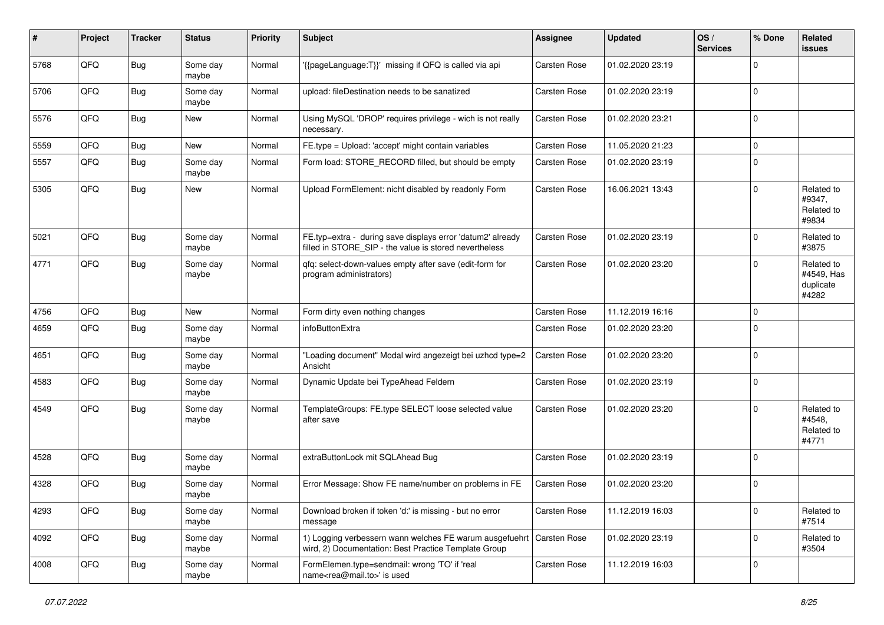| # | Project | Tracker | Status | Priority | Subject | Assignee | Updated | OS / Services | % Done | Related issues |
|---|---|---|---|---|---|---|---|---|---|---|
| 5768 | QFQ | Bug | Some day maybe | Normal | '{{pageLanguage:T}}' missing if QFQ is called via api | Carsten Rose | 01.02.2020 23:19 | | 0 | |
| 5706 | QFQ | Bug | Some day maybe | Normal | upload: fileDestination needs to be sanatized | Carsten Rose | 01.02.2020 23:19 | | 0 | |
| 5576 | QFQ | Bug | New | Normal | Using MySQL 'DROP' requires privilege - wich is not really necessary. | Carsten Rose | 01.02.2020 23:21 | | 0 | |
| 5559 | QFQ | Bug | New | Normal | FE.type = Upload: 'accept' might contain variables | Carsten Rose | 11.05.2020 21:23 | | 0 | |
| 5557 | QFQ | Bug | Some day maybe | Normal | Form load: STORE_RECORD filled, but should be empty | Carsten Rose | 01.02.2020 23:19 | | 0 | |
| 5305 | QFQ | Bug | New | Normal | Upload FormElement: nicht disabled by readonly Form | Carsten Rose | 16.06.2021 13:43 | | 0 | Related to #9347, Related to #9834 |
| 5021 | QFQ | Bug | Some day maybe | Normal | FE.typ=extra - during save displays error 'datum2' already filled in STORE_SIP - the value is stored nevertheless | Carsten Rose | 01.02.2020 23:19 | | 0 | Related to #3875 |
| 4771 | QFQ | Bug | Some day maybe | Normal | qfq: select-down-values empty after save (edit-form for program administrators) | Carsten Rose | 01.02.2020 23:20 | | 0 | Related to #4549, Has duplicate #4282 |
| 4756 | QFQ | Bug | New | Normal | Form dirty even nothing changes | Carsten Rose | 11.12.2019 16:16 | | 0 | |
| 4659 | QFQ | Bug | Some day maybe | Normal | infoButtonExtra | Carsten Rose | 01.02.2020 23:20 | | 0 | |
| 4651 | QFQ | Bug | Some day maybe | Normal | "Loading document" Modal wird angezeigt bei uzhcd type=2 Ansicht | Carsten Rose | 01.02.2020 23:20 | | 0 | |
| 4583 | QFQ | Bug | Some day maybe | Normal | Dynamic Update bei TypeAhead Feldern | Carsten Rose | 01.02.2020 23:19 | | 0 | |
| 4549 | QFQ | Bug | Some day maybe | Normal | TemplateGroups: FE.type SELECT loose selected value after save | Carsten Rose | 01.02.2020 23:20 | | 0 | Related to #4548, Related to #4771 |
| 4528 | QFQ | Bug | Some day maybe | Normal | extraButtonLock mit SQLAhead Bug | Carsten Rose | 01.02.2020 23:19 | | 0 | |
| 4328 | QFQ | Bug | Some day maybe | Normal | Error Message: Show FE name/number on problems in FE | Carsten Rose | 01.02.2020 23:20 | | 0 | |
| 4293 | QFQ | Bug | Some day maybe | Normal | Download broken if token 'd:' is missing - but no error message | Carsten Rose | 11.12.2019 16:03 | | 0 | Related to #7514 |
| 4092 | QFQ | Bug | Some day maybe | Normal | 1) Logging verbessern wann welches FE warum ausgefuehrt wird, 2) Documentation: Best Practice Template Group | Carsten Rose | 01.02.2020 23:19 | | 0 | Related to #3504 |
| 4008 | QFQ | Bug | Some day maybe | Normal | FormElemen.type=sendmail: wrong 'TO' if 'real name<rea@mail.to>' is used | Carsten Rose | 11.12.2019 16:03 | | 0 | |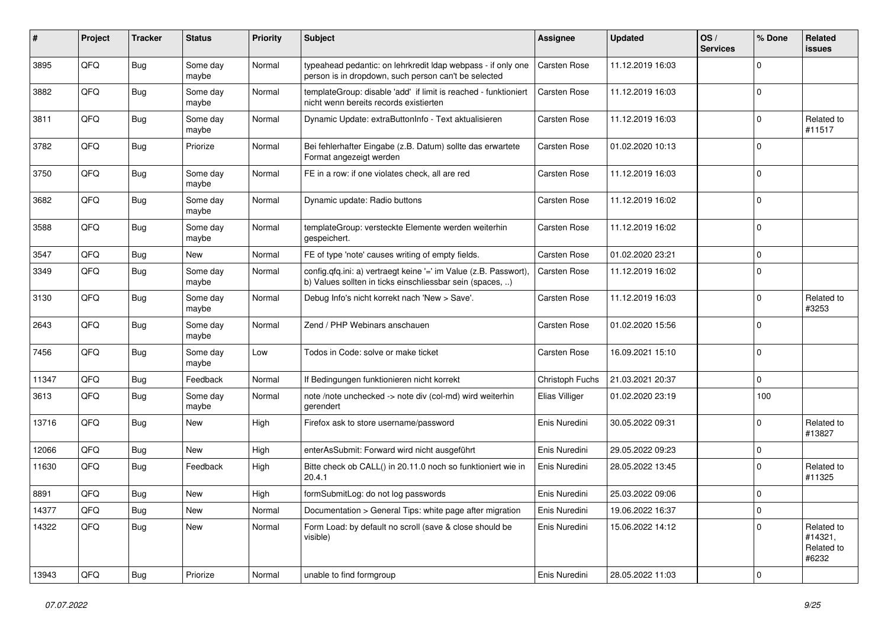| # | Project | Tracker | Status | Priority | Subject | Assignee | Updated | OS / Services | % Done | Related issues |
|---|---|---|---|---|---|---|---|---|---|---|
| 3895 | QFQ | Bug | Some day maybe | Normal | typeahead pedantic: on lehrkredit ldap webpass - if only one person is in dropdown, such person can't be selected | Carsten Rose | 11.12.2019 16:03 | | 0 | |
| 3882 | QFQ | Bug | Some day maybe | Normal | templateGroup: disable 'add' if limit is reached - funktioniert nicht wenn bereits records existierten | Carsten Rose | 11.12.2019 16:03 | | 0 | |
| 3811 | QFQ | Bug | Some day maybe | Normal | Dynamic Update: extraButtonInfo - Text aktualisieren | Carsten Rose | 11.12.2019 16:03 | | 0 | Related to #11517 |
| 3782 | QFQ | Bug | Priorize | Normal | Bei fehlerhafter Eingabe (z.B. Datum) sollte das erwartete Format angezeigt werden | Carsten Rose | 01.02.2020 10:13 | | 0 | |
| 3750 | QFQ | Bug | Some day maybe | Normal | FE in a row: if one violates check, all are red | Carsten Rose | 11.12.2019 16:03 | | 0 | |
| 3682 | QFQ | Bug | Some day maybe | Normal | Dynamic update: Radio buttons | Carsten Rose | 11.12.2019 16:02 | | 0 | |
| 3588 | QFQ | Bug | Some day maybe | Normal | templateGroup: versteckte Elemente werden weiterhin gespeichert. | Carsten Rose | 11.12.2019 16:02 | | 0 | |
| 3547 | QFQ | Bug | New | Normal | FE of type 'note' causes writing of empty fields. | Carsten Rose | 01.02.2020 23:21 | | 0 | |
| 3349 | QFQ | Bug | Some day maybe | Normal | config.qfq.ini: a) vertraegt keine '=' im Value (z.B. Passwort), b) Values sollten in ticks einschliessbar sein (spaces, ..) | Carsten Rose | 11.12.2019 16:02 | | 0 | |
| 3130 | QFQ | Bug | Some day maybe | Normal | Debug Info's nicht korrekt nach 'New > Save'. | Carsten Rose | 11.12.2019 16:03 | | 0 | Related to #3253 |
| 2643 | QFQ | Bug | Some day maybe | Normal | Zend / PHP Webinars anschauen | Carsten Rose | 01.02.2020 15:56 | | 0 | |
| 7456 | QFQ | Bug | Some day maybe | Low | Todos in Code: solve or make ticket | Carsten Rose | 16.09.2021 15:10 | | 0 | |
| 11347 | QFQ | Bug | Feedback | Normal | If Bedingungen funktionieren nicht korrekt | Christoph Fuchs | 21.03.2021 20:37 | | 0 | |
| 3613 | QFQ | Bug | Some day maybe | Normal | note /note unchecked -> note div (col-md) wird weiterhin gerendert | Elias Villiger | 01.02.2020 23:19 | | 100 | |
| 13716 | QFQ | Bug | New | High | Firefox ask to store username/password | Enis Nuredini | 30.05.2022 09:31 | | 0 | Related to #13827 |
| 12066 | QFQ | Bug | New | High | enterAsSubmit: Forward wird nicht ausgeführt | Enis Nuredini | 29.05.2022 09:23 | | 0 | |
| 11630 | QFQ | Bug | Feedback | High | Bitte check ob CALL() in 20.11.0 noch so funktioniert wie in 20.4.1 | Enis Nuredini | 28.05.2022 13:45 | | 0 | Related to #11325 |
| 8891 | QFQ | Bug | New | High | formSubmitLog: do not log passwords | Enis Nuredini | 25.03.2022 09:06 | | 0 | |
| 14377 | QFQ | Bug | New | Normal | Documentation > General Tips: white page after migration | Enis Nuredini | 19.06.2022 16:37 | | 0 | |
| 14322 | QFQ | Bug | New | Normal | Form Load: by default no scroll (save & close should be visible) | Enis Nuredini | 15.06.2022 14:12 | | 0 | Related to #14321, Related to #6232 |
| 13943 | QFQ | Bug | Priorize | Normal | unable to find formgroup | Enis Nuredini | 28.05.2022 11:03 | | 0 | |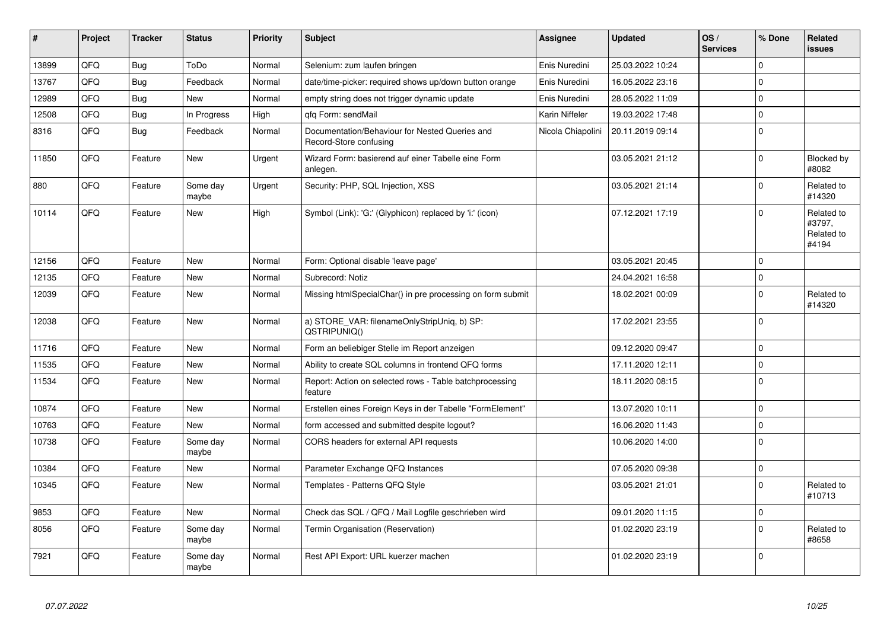| # | Project | Tracker | Status | Priority | Subject | Assignee | Updated | OS / Services | % Done | Related issues |
|---|---|---|---|---|---|---|---|---|---|---|
| 13899 | QFQ | Bug | ToDo | Normal | Selenium: zum laufen bringen | Enis Nuredini | 25.03.2022 10:24 | | 0 | |
| 13767 | QFQ | Bug | Feedback | Normal | date/time-picker: required shows up/down button orange | Enis Nuredini | 16.05.2022 23:16 | | 0 | |
| 12989 | QFQ | Bug | New | Normal | empty string does not trigger dynamic update | Enis Nuredini | 28.05.2022 11:09 | | 0 | |
| 12508 | QFQ | Bug | In Progress | High | qfq Form: sendMail | Karin Niffeler | 19.03.2022 17:48 | | 0 | |
| 8316 | QFQ | Bug | Feedback | Normal | Documentation/Behaviour for Nested Queries and Record-Store confusing | Nicola Chiapolini | 20.11.2019 09:14 | | 0 | |
| 11850 | QFQ | Feature | New | Urgent | Wizard Form: basierend auf einer Tabelle eine Form anlegen. | | 03.05.2021 21:12 | | 0 | Blocked by #8082 |
| 880 | QFQ | Feature | Some day maybe | Urgent | Security: PHP, SQL Injection, XSS | | 03.05.2021 21:14 | | 0 | Related to #14320 |
| 10114 | QFQ | Feature | New | High | Symbol (Link): 'G:' (Glyphicon) replaced by 'i:' (icon) | | 07.12.2021 17:19 | | 0 | Related to #3797, Related to #4194 |
| 12156 | QFQ | Feature | New | Normal | Form: Optional disable 'leave page' | | 03.05.2021 20:45 | | 0 | |
| 12135 | QFQ | Feature | New | Normal | Subrecord: Notiz | | 24.04.2021 16:58 | | 0 | |
| 12039 | QFQ | Feature | New | Normal | Missing htmlSpecialChar() in pre processing on form submit | | 18.02.2021 00:09 | | 0 | Related to #14320 |
| 12038 | QFQ | Feature | New | Normal | a) STORE_VAR: filenameOnlyStripUniq, b) SP: QSTRIPUNIQ() | | 17.02.2021 23:55 | | 0 | |
| 11716 | QFQ | Feature | New | Normal | Form an beliebiger Stelle im Report anzeigen | | 09.12.2020 09:47 | | 0 | |
| 11535 | QFQ | Feature | New | Normal | Ability to create SQL columns in frontend QFQ forms | | 17.11.2020 12:11 | | 0 | |
| 11534 | QFQ | Feature | New | Normal | Report: Action on selected rows - Table batchprocessing feature | | 18.11.2020 08:15 | | 0 | |
| 10874 | QFQ | Feature | New | Normal | Erstellen eines Foreign Keys in der Tabelle "FormElement" | | 13.07.2020 10:11 | | 0 | |
| 10763 | QFQ | Feature | New | Normal | form accessed and submitted despite logout? | | 16.06.2020 11:43 | | 0 | |
| 10738 | QFQ | Feature | Some day maybe | Normal | CORS headers for external API requests | | 10.06.2020 14:00 | | 0 | |
| 10384 | QFQ | Feature | New | Normal | Parameter Exchange QFQ Instances | | 07.05.2020 09:38 | | 0 | |
| 10345 | QFQ | Feature | New | Normal | Templates - Patterns QFQ Style | | 03.05.2021 21:01 | | 0 | Related to #10713 |
| 9853 | QFQ | Feature | New | Normal | Check das SQL / QFQ / Mail Logfile geschrieben wird | | 09.01.2020 11:15 | | 0 | |
| 8056 | QFQ | Feature | Some day maybe | Normal | Termin Organisation (Reservation) | | 01.02.2020 23:19 | | 0 | Related to #8658 |
| 7921 | QFQ | Feature | Some day maybe | Normal | Rest API Export: URL kuerzer machen | | 01.02.2020 23:19 | | 0 | |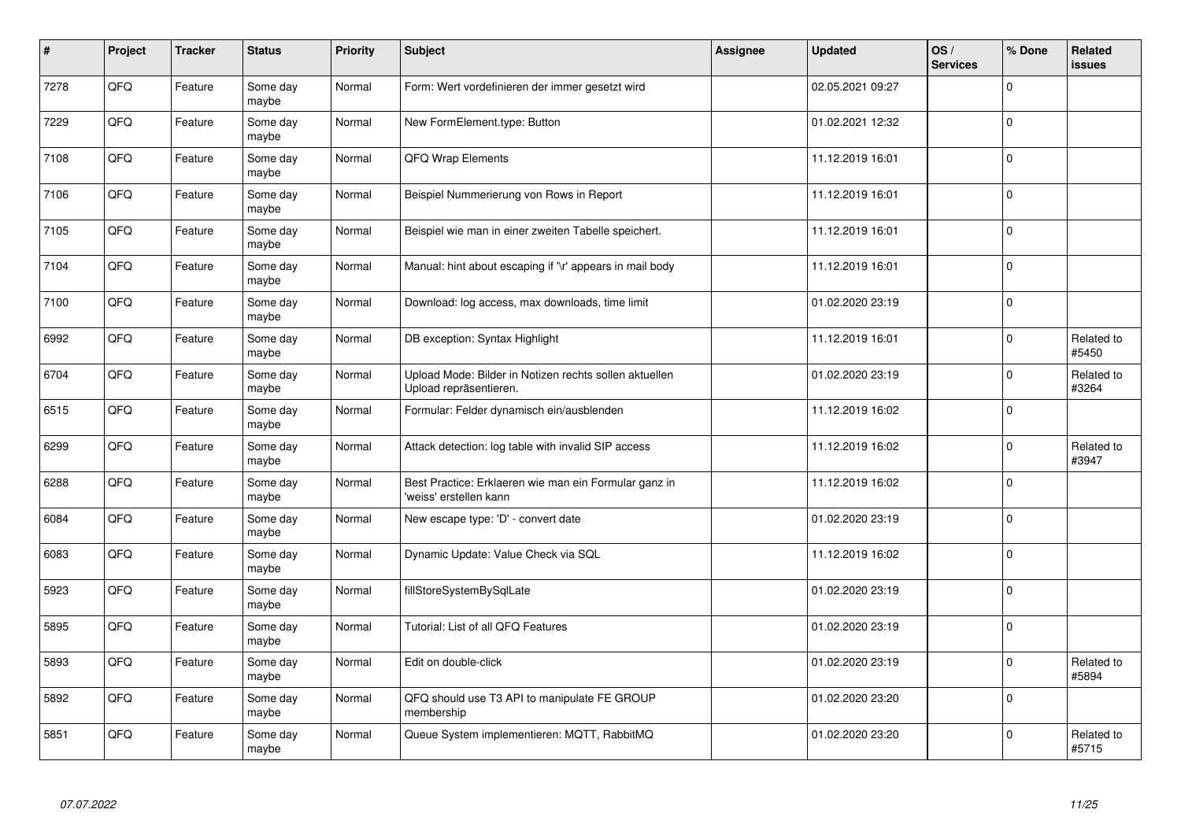| # | Project | Tracker | Status | Priority | Subject | Assignee | Updated | OS / Services | % Done | Related issues |
|---|---|---|---|---|---|---|---|---|---|---|
| 7278 | QFQ | Feature | Some day maybe | Normal | Form: Wert vordefinieren der immer gesetzt wird | | 02.05.2021 09:27 | | 0 | |
| 7229 | QFQ | Feature | Some day maybe | Normal | New FormElement.type: Button | | 01.02.2021 12:32 | | 0 | |
| 7108 | QFQ | Feature | Some day maybe | Normal | QFQ Wrap Elements | | 11.12.2019 16:01 | | 0 | |
| 7106 | QFQ | Feature | Some day maybe | Normal | Beispiel Nummerierung von Rows in Report | | 11.12.2019 16:01 | | 0 | |
| 7105 | QFQ | Feature | Some day maybe | Normal | Beispiel wie man in einer zweiten Tabelle speichert. | | 11.12.2019 16:01 | | 0 | |
| 7104 | QFQ | Feature | Some day maybe | Normal | Manual: hint about escaping if '\r' appears in mail body | | 11.12.2019 16:01 | | 0 | |
| 7100 | QFQ | Feature | Some day maybe | Normal | Download: log access, max downloads, time limit | | 01.02.2020 23:19 | | 0 | |
| 6992 | QFQ | Feature | Some day maybe | Normal | DB exception: Syntax Highlight | | 11.12.2019 16:01 | | 0 | Related to #5450 |
| 6704 | QFQ | Feature | Some day maybe | Normal | Upload Mode: Bilder in Notizen rechts sollen aktuellen Upload repräsentieren. | | 01.02.2020 23:19 | | 0 | Related to #3264 |
| 6515 | QFQ | Feature | Some day maybe | Normal | Formular: Felder dynamisch ein/ausblenden | | 11.12.2019 16:02 | | 0 | |
| 6299 | QFQ | Feature | Some day maybe | Normal | Attack detection: log table with invalid SIP access | | 11.12.2019 16:02 | | 0 | Related to #3947 |
| 6288 | QFQ | Feature | Some day maybe | Normal | Best Practice: Erklaeren wie man ein Formular ganz in 'weiss' erstellen kann | | 11.12.2019 16:02 | | 0 | |
| 6084 | QFQ | Feature | Some day maybe | Normal | New escape type: 'D' - convert date | | 01.02.2020 23:19 | | 0 | |
| 6083 | QFQ | Feature | Some day maybe | Normal | Dynamic Update: Value Check via SQL | | 11.12.2019 16:02 | | 0 | |
| 5923 | QFQ | Feature | Some day maybe | Normal | fillStoreSystemBySqlLate | | 01.02.2020 23:19 | | 0 | |
| 5895 | QFQ | Feature | Some day maybe | Normal | Tutorial: List of all QFQ Features | | 01.02.2020 23:19 | | 0 | |
| 5893 | QFQ | Feature | Some day maybe | Normal | Edit on double-click | | 01.02.2020 23:19 | | 0 | Related to #5894 |
| 5892 | QFQ | Feature | Some day maybe | Normal | QFQ should use T3 API to manipulate FE GROUP membership | | 01.02.2020 23:20 | | 0 | |
| 5851 | QFQ | Feature | Some day maybe | Normal | Queue System implementieren: MQTT, RabbitMQ | | 01.02.2020 23:20 | | 0 | Related to #5715 |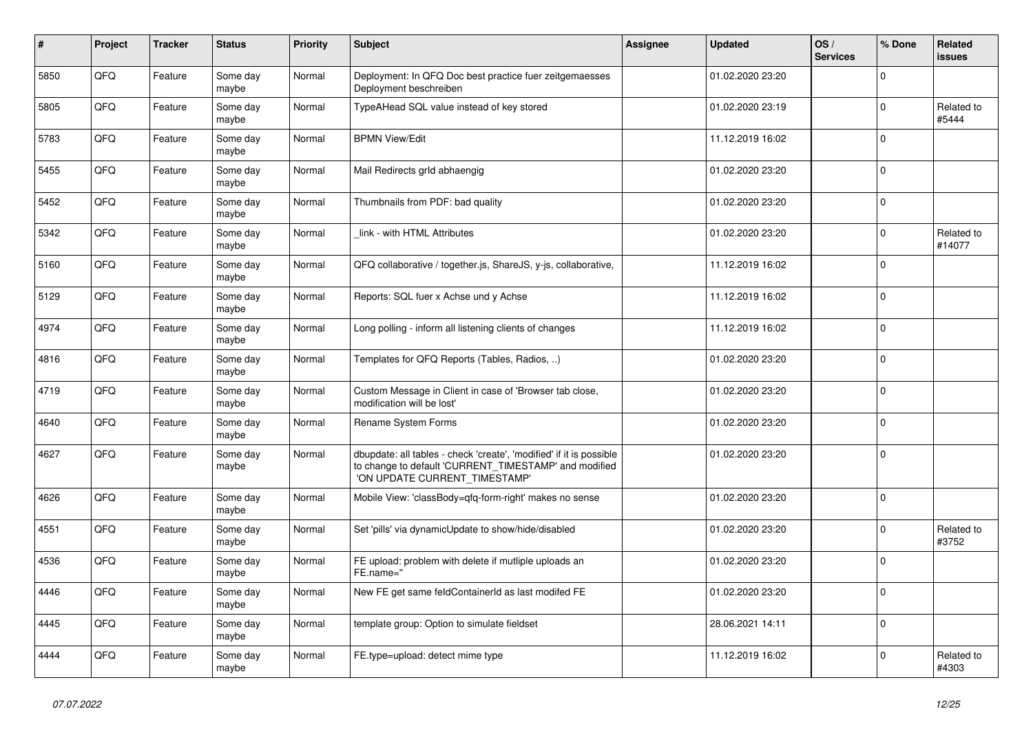| # | Project | Tracker | Status | Priority | Subject | Assignee | Updated | OS / Services | % Done | Related issues |
|---|---|---|---|---|---|---|---|---|---|---|
| 5850 | QFQ | Feature | Some day maybe | Normal | Deployment: In QFQ Doc best practice fuer zeitgemaesses Deployment beschreiben | | 01.02.2020 23:20 | | 0 | |
| 5805 | QFQ | Feature | Some day maybe | Normal | TypeAHead SQL value instead of key stored | | 01.02.2020 23:19 | | 0 | Related to #5444 |
| 5783 | QFQ | Feature | Some day maybe | Normal | BPMN View/Edit | | 11.12.2019 16:02 | | 0 | |
| 5455 | QFQ | Feature | Some day maybe | Normal | Mail Redirects grId abhaengig | | 01.02.2020 23:20 | | 0 | |
| 5452 | QFQ | Feature | Some day maybe | Normal | Thumbnails from PDF: bad quality | | 01.02.2020 23:20 | | 0 | |
| 5342 | QFQ | Feature | Some day maybe | Normal | _link - with HTML Attributes | | 01.02.2020 23:20 | | 0 | Related to #14077 |
| 5160 | QFQ | Feature | Some day maybe | Normal | QFQ collaborative / together.js, ShareJS, y-js, collaborative, | | 11.12.2019 16:02 | | 0 | |
| 5129 | QFQ | Feature | Some day maybe | Normal | Reports: SQL fuer x Achse und y Achse | | 11.12.2019 16:02 | | 0 | |
| 4974 | QFQ | Feature | Some day maybe | Normal | Long polling - inform all listening clients of changes | | 11.12.2019 16:02 | | 0 | |
| 4816 | QFQ | Feature | Some day maybe | Normal | Templates for QFQ Reports (Tables, Radios, ..) | | 01.02.2020 23:20 | | 0 | |
| 4719 | QFQ | Feature | Some day maybe | Normal | Custom Message in Client in case of 'Browser tab close, modification will be lost' | | 01.02.2020 23:20 | | 0 | |
| 4640 | QFQ | Feature | Some day maybe | Normal | Rename System Forms | | 01.02.2020 23:20 | | 0 | |
| 4627 | QFQ | Feature | Some day maybe | Normal | dbupdate: all tables - check 'create', 'modified' if it is possible to change to default 'CURRENT_TIMESTAMP' and modified 'ON UPDATE CURRENT_TIMESTAMP' | | 01.02.2020 23:20 | | 0 | |
| 4626 | QFQ | Feature | Some day maybe | Normal | Mobile View: 'classBody=qfq-form-right' makes no sense | | 01.02.2020 23:20 | | 0 | |
| 4551 | QFQ | Feature | Some day maybe | Normal | Set 'pills' via dynamicUpdate to show/hide/disabled | | 01.02.2020 23:20 | | 0 | Related to #3752 |
| 4536 | QFQ | Feature | Some day maybe | Normal | FE upload: problem with delete if mutliple uploads an FE.name='' | | 01.02.2020 23:20 | | 0 | |
| 4446 | QFQ | Feature | Some day maybe | Normal | New FE get same feldContainerId as last modifed FE | | 01.02.2020 23:20 | | 0 | |
| 4445 | QFQ | Feature | Some day maybe | Normal | template group: Option to simulate fieldset | | 28.06.2021 14:11 | | 0 | |
| 4444 | QFQ | Feature | Some day maybe | Normal | FE.type=upload: detect mime type | | 11.12.2019 16:02 | | 0 | Related to #4303 |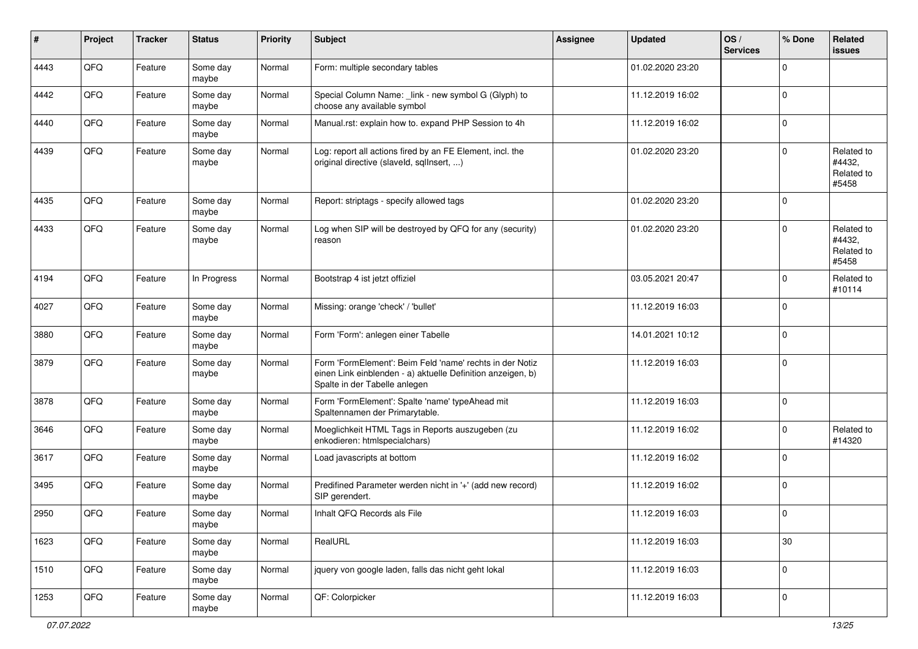| # | Project | Tracker | Status | Priority | Subject | Assignee | Updated | OS / Services | % Done | Related issues |
|---|---|---|---|---|---|---|---|---|---|---|
| 4443 | QFQ | Feature | Some day maybe | Normal | Form: multiple secondary tables | | 01.02.2020 23:20 | | 0 | |
| 4442 | QFQ | Feature | Some day maybe | Normal | Special Column Name: _link - new symbol G (Glyph) to choose any available symbol | | 11.12.2019 16:02 | | 0 | |
| 4440 | QFQ | Feature | Some day maybe | Normal | Manual.rst: explain how to. expand PHP Session to 4h | | 11.12.2019 16:02 | | 0 | |
| 4439 | QFQ | Feature | Some day maybe | Normal | Log: report all actions fired by an FE Element, incl. the original directive (slaveId, sqlInsert, ...) | | 01.02.2020 23:20 | | 0 | Related to #4432, Related to #5458 |
| 4435 | QFQ | Feature | Some day maybe | Normal | Report: striptags - specify allowed tags | | 01.02.2020 23:20 | | 0 | |
| 4433 | QFQ | Feature | Some day maybe | Normal | Log when SIP will be destroyed by QFQ for any (security) reason | | 01.02.2020 23:20 | | 0 | Related to #4432, Related to #5458 |
| 4194 | QFQ | Feature | In Progress | Normal | Bootstrap 4 ist jetzt offiziel | | 03.05.2021 20:47 | | 0 | Related to #10114 |
| 4027 | QFQ | Feature | Some day maybe | Normal | Missing: orange 'check' / 'bullet' | | 11.12.2019 16:03 | | 0 | |
| 3880 | QFQ | Feature | Some day maybe | Normal | Form 'Form': anlegen einer Tabelle | | 14.01.2021 10:12 | | 0 | |
| 3879 | QFQ | Feature | Some day maybe | Normal | Form 'FormElement': Beim Feld 'name' rechts in der Notiz einen Link einblenden - a) aktuelle Definition anzeigen, b) Spalte in der Tabelle anlegen | | 11.12.2019 16:03 | | 0 | |
| 3878 | QFQ | Feature | Some day maybe | Normal | Form 'FormElement': Spalte 'name' typeAhead mit Spaltennamen der Primarytable. | | 11.12.2019 16:03 | | 0 | |
| 3646 | QFQ | Feature | Some day maybe | Normal | Moeglichkeit HTML Tags in Reports auszugeben (zu enkodieren: htmlspecialchars) | | 11.12.2019 16:02 | | 0 | Related to #14320 |
| 3617 | QFQ | Feature | Some day maybe | Normal | Load javascripts at bottom | | 11.12.2019 16:02 | | 0 | |
| 3495 | QFQ | Feature | Some day maybe | Normal | Predifined Parameter werden nicht in '+' (add new record) SIP gerendert. | | 11.12.2019 16:02 | | 0 | |
| 2950 | QFQ | Feature | Some day maybe | Normal | Inhalt QFQ Records als File | | 11.12.2019 16:03 | | 0 | |
| 1623 | QFQ | Feature | Some day maybe | Normal | RealURL | | 11.12.2019 16:03 | | 30 | |
| 1510 | QFQ | Feature | Some day maybe | Normal | jquery von google laden, falls das nicht geht lokal | | 11.12.2019 16:03 | | 0 | |
| 1253 | QFQ | Feature | Some day maybe | Normal | QF: Colorpicker | | 11.12.2019 16:03 | | 0 | |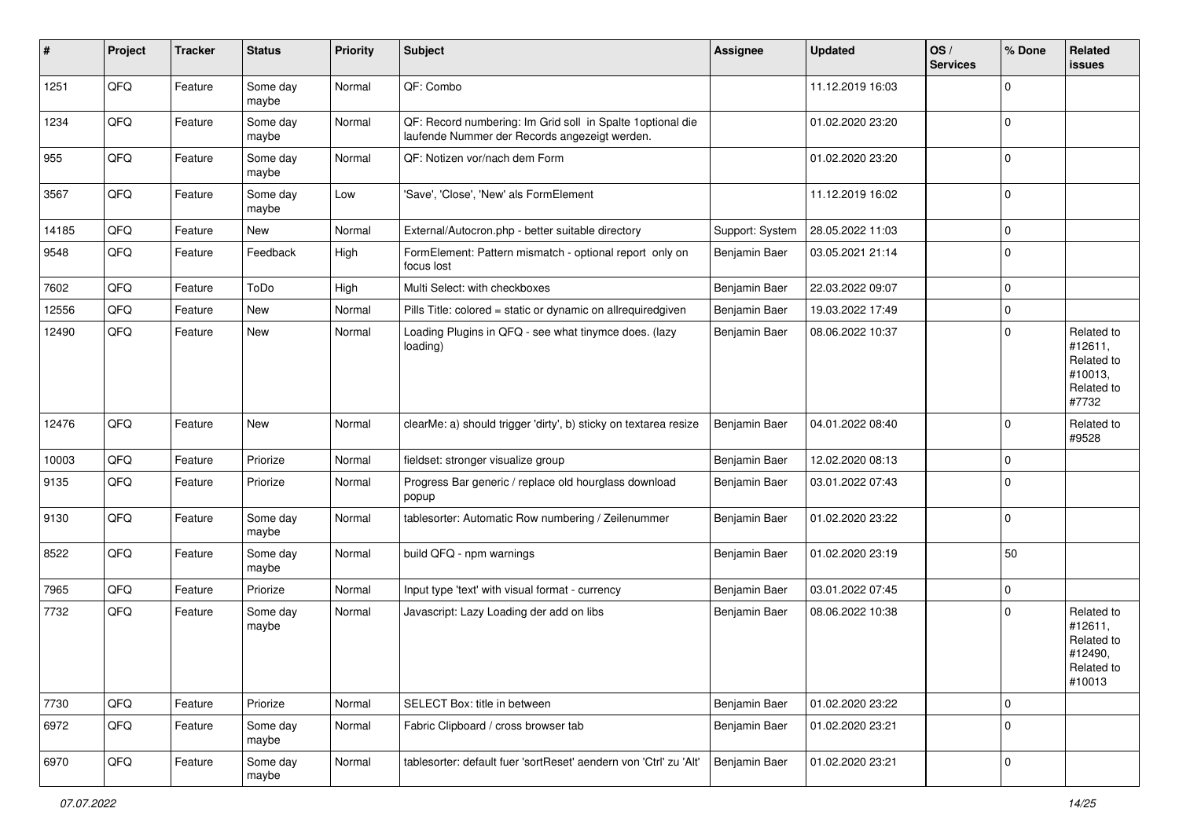| # | Project | Tracker | Status | Priority | Subject | Assignee | Updated | OS / Services | % Done | Related issues |
|---|---|---|---|---|---|---|---|---|---|---|
| 1251 | QFQ | Feature | Some day maybe | Normal | QF: Combo | | 11.12.2019 16:03 | | 0 | |
| 1234 | QFQ | Feature | Some day maybe | Normal | QF: Record numbering: Im Grid soll in Spalte 1optional die laufende Nummer der Records angezeigt werden. | | 01.02.2020 23:20 | | 0 | |
| 955 | QFQ | Feature | Some day maybe | Normal | QF: Notizen vor/nach dem Form | | 01.02.2020 23:20 | | 0 | |
| 3567 | QFQ | Feature | Some day maybe | Low | 'Save', 'Close', 'New' als FormElement | | 11.12.2019 16:02 | | 0 | |
| 14185 | QFQ | Feature | New | Normal | External/Autocron.php - better suitable directory | Support: System | 28.05.2022 11:03 | | 0 | |
| 9548 | QFQ | Feature | Feedback | High | FormElement: Pattern mismatch - optional report only on focus lost | Benjamin Baer | 03.05.2021 21:14 | | 0 | |
| 7602 | QFQ | Feature | ToDo | High | Multi Select: with checkboxes | Benjamin Baer | 22.03.2022 09:07 | | 0 | |
| 12556 | QFQ | Feature | New | Normal | Pills Title: colored = static or dynamic on allrequiredgiven | Benjamin Baer | 19.03.2022 17:49 | | 0 | |
| 12490 | QFQ | Feature | New | Normal | Loading Plugins in QFQ - see what tinymce does. (lazy loading) | Benjamin Baer | 08.06.2022 10:37 | | 0 | Related to #12611, Related to #10013, Related to #7732 |
| 12476 | QFQ | Feature | New | Normal | clearMe: a) should trigger 'dirty', b) sticky on textarea resize | Benjamin Baer | 04.01.2022 08:40 | | 0 | Related to #9528 |
| 10003 | QFQ | Feature | Priorize | Normal | fieldset: stronger visualize group | Benjamin Baer | 12.02.2020 08:13 | | 0 | |
| 9135 | QFQ | Feature | Priorize | Normal | Progress Bar generic / replace old hourglass download popup | Benjamin Baer | 03.01.2022 07:43 | | 0 | |
| 9130 | QFQ | Feature | Some day maybe | Normal | tablesorter: Automatic Row numbering / Zeilenummer | Benjamin Baer | 01.02.2020 23:22 | | 0 | |
| 8522 | QFQ | Feature | Some day maybe | Normal | build QFQ - npm warnings | Benjamin Baer | 01.02.2020 23:19 | | 50 | |
| 7965 | QFQ | Feature | Priorize | Normal | Input type 'text' with visual format - currency | Benjamin Baer | 03.01.2022 07:45 | | 0 | |
| 7732 | QFQ | Feature | Some day maybe | Normal | Javascript: Lazy Loading der add on libs | Benjamin Baer | 08.06.2022 10:38 | | 0 | Related to #12611, Related to #12490, Related to #10013 |
| 7730 | QFQ | Feature | Priorize | Normal | SELECT Box: title in between | Benjamin Baer | 01.02.2020 23:22 | | 0 | |
| 6972 | QFQ | Feature | Some day maybe | Normal | Fabric Clipboard / cross browser tab | Benjamin Baer | 01.02.2020 23:21 | | 0 | |
| 6970 | QFQ | Feature | Some day maybe | Normal | tablesorter: default fuer 'sortReset' aendern von 'Ctrl' zu 'Alt' | Benjamin Baer | 01.02.2020 23:21 | | 0 | |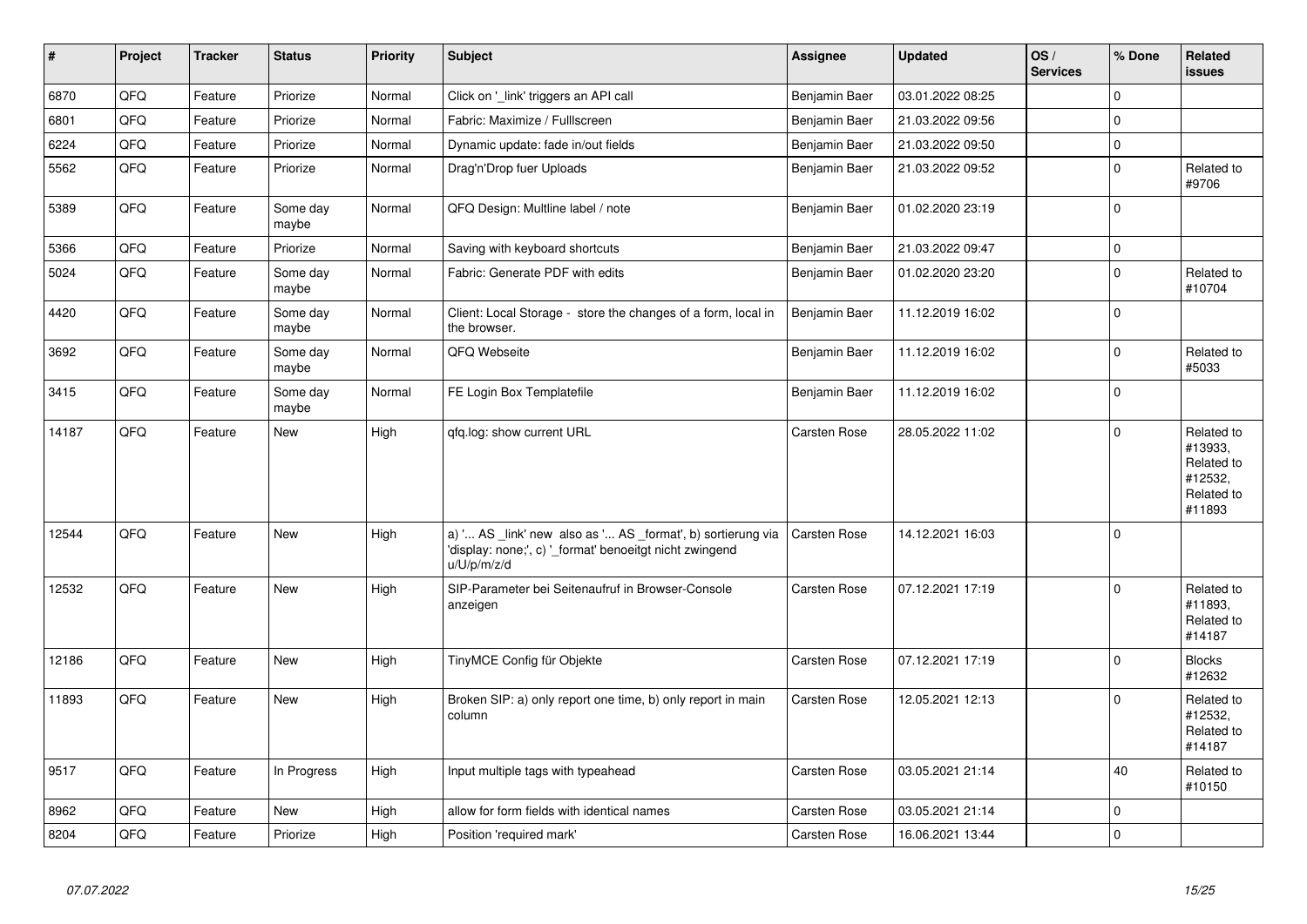| # | Project | Tracker | Status | Priority | Subject | Assignee | Updated | OS / Services | % Done | Related issues |
|---|---|---|---|---|---|---|---|---|---|---|
| 6870 | QFQ | Feature | Priorize | Normal | Click on '_link' triggers an API call | Benjamin Baer | 03.01.2022 08:25 | | 0 | |
| 6801 | QFQ | Feature | Priorize | Normal | Fabric: Maximize / Fulllscreen | Benjamin Baer | 21.03.2022 09:56 | | 0 | |
| 6224 | QFQ | Feature | Priorize | Normal | Dynamic update: fade in/out fields | Benjamin Baer | 21.03.2022 09:50 | | 0 | |
| 5562 | QFQ | Feature | Priorize | Normal | Drag'n'Drop fuer Uploads | Benjamin Baer | 21.03.2022 09:52 | | 0 | Related to #9706 |
| 5389 | QFQ | Feature | Some day maybe | Normal | QFQ Design: Multline label / note | Benjamin Baer | 01.02.2020 23:19 | | 0 | |
| 5366 | QFQ | Feature | Priorize | Normal | Saving with keyboard shortcuts | Benjamin Baer | 21.03.2022 09:47 | | 0 | |
| 5024 | QFQ | Feature | Some day maybe | Normal | Fabric: Generate PDF with edits | Benjamin Baer | 01.02.2020 23:20 | | 0 | Related to #10704 |
| 4420 | QFQ | Feature | Some day maybe | Normal | Client: Local Storage - store the changes of a form, local in the browser. | Benjamin Baer | 11.12.2019 16:02 | | 0 | |
| 3692 | QFQ | Feature | Some day maybe | Normal | QFQ Webseite | Benjamin Baer | 11.12.2019 16:02 | | 0 | Related to #5033 |
| 3415 | QFQ | Feature | Some day maybe | Normal | FE Login Box Templatefile | Benjamin Baer | 11.12.2019 16:02 | | 0 | |
| 14187 | QFQ | Feature | New | High | qfq.log: show current URL | Carsten Rose | 28.05.2022 11:02 | | 0 | Related to #13933, Related to #12532, Related to #11893 |
| 12544 | QFQ | Feature | New | High | a) '... AS _link' new also as '... AS _format', b) sortierung via 'display: none;', c) '_format' benoeitgt nicht zwingend u/U/p/m/z/d | Carsten Rose | 14.12.2021 16:03 | | 0 | |
| 12532 | QFQ | Feature | New | High | SIP-Parameter bei Seitenaufruf in Browser-Console anzeigen | Carsten Rose | 07.12.2021 17:19 | | 0 | Related to #11893, Related to #14187 |
| 12186 | QFQ | Feature | New | High | TinyMCE Config für Objekte | Carsten Rose | 07.12.2021 17:19 | | 0 | Blocks #12632 |
| 11893 | QFQ | Feature | New | High | Broken SIP: a) only report one time, b) only report in main column | Carsten Rose | 12.05.2021 12:13 | | 0 | Related to #12532, Related to #14187 |
| 9517 | QFQ | Feature | In Progress | High | Input multiple tags with typeahead | Carsten Rose | 03.05.2021 21:14 | | 40 | Related to #10150 |
| 8962 | QFQ | Feature | New | High | allow for form fields with identical names | Carsten Rose | 03.05.2021 21:14 | | 0 | |
| 8204 | QFQ | Feature | Priorize | High | Position 'required mark' | Carsten Rose | 16.06.2021 13:44 | | 0 | |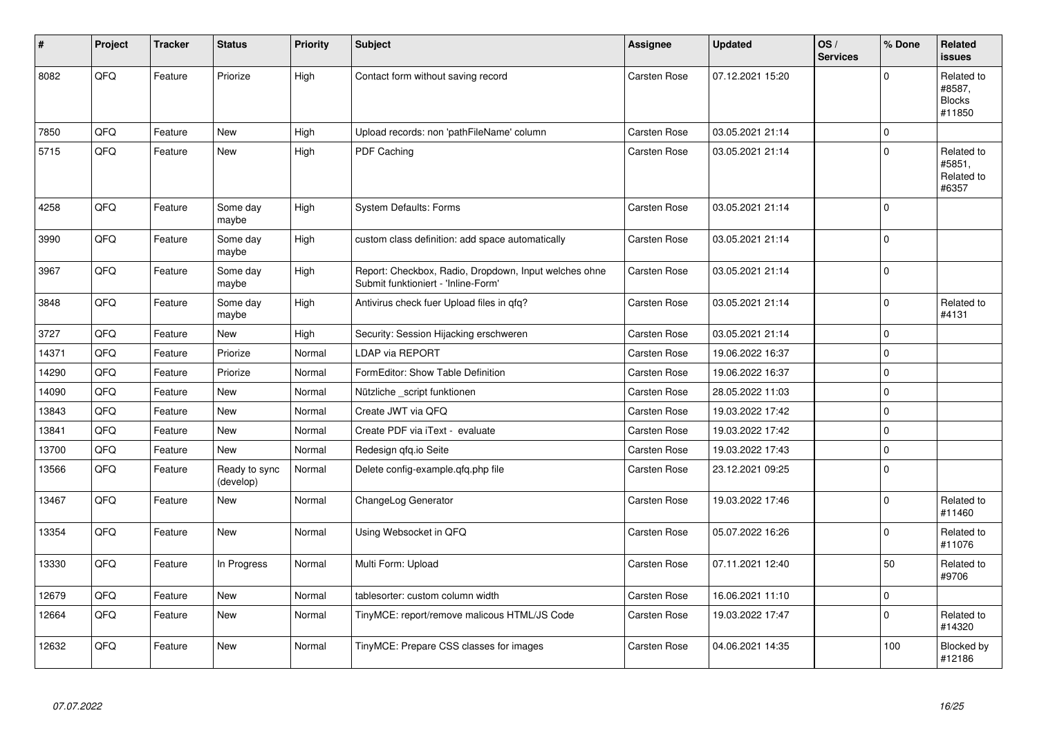| # | Project | Tracker | Status | Priority | Subject | Assignee | Updated | OS / Services | % Done | Related issues |
|---|---|---|---|---|---|---|---|---|---|---|
| 8082 | QFQ | Feature | Priorize | High | Contact form without saving record | Carsten Rose | 07.12.2021 15:20 | | 0 | Related to #8587, Blocks #11850 |
| 7850 | QFQ | Feature | New | High | Upload records: non 'pathFileName' column | Carsten Rose | 03.05.2021 21:14 | | 0 | |
| 5715 | QFQ | Feature | New | High | PDF Caching | Carsten Rose | 03.05.2021 21:14 | | 0 | Related to #5851, Related to #6357 |
| 4258 | QFQ | Feature | Some day maybe | High | System Defaults: Forms | Carsten Rose | 03.05.2021 21:14 | | 0 | |
| 3990 | QFQ | Feature | Some day maybe | High | custom class definition: add space automatically | Carsten Rose | 03.05.2021 21:14 | | 0 | |
| 3967 | QFQ | Feature | Some day maybe | High | Report: Checkbox, Radio, Dropdown, Input welches ohne Submit funktioniert - 'Inline-Form' | Carsten Rose | 03.05.2021 21:14 | | 0 | |
| 3848 | QFQ | Feature | Some day maybe | High | Antivirus check fuer Upload files in qfq? | Carsten Rose | 03.05.2021 21:14 | | 0 | Related to #4131 |
| 3727 | QFQ | Feature | New | High | Security: Session Hijacking erschweren | Carsten Rose | 03.05.2021 21:14 | | 0 | |
| 14371 | QFQ | Feature | Priorize | Normal | LDAP via REPORT | Carsten Rose | 19.06.2022 16:37 | | 0 | |
| 14290 | QFQ | Feature | Priorize | Normal | FormEditor: Show Table Definition | Carsten Rose | 19.06.2022 16:37 | | 0 | |
| 14090 | QFQ | Feature | New | Normal | Nützliche _script funktionen | Carsten Rose | 28.05.2022 11:03 | | 0 | |
| 13843 | QFQ | Feature | New | Normal | Create JWT via QFQ | Carsten Rose | 19.03.2022 17:42 | | 0 | |
| 13841 | QFQ | Feature | New | Normal | Create PDF via iText - evaluate | Carsten Rose | 19.03.2022 17:42 | | 0 | |
| 13700 | QFQ | Feature | New | Normal | Redesign qfq.io Seite | Carsten Rose | 19.03.2022 17:43 | | 0 | |
| 13566 | QFQ | Feature | Ready to sync (develop) | Normal | Delete config-example.qfq.php file | Carsten Rose | 23.12.2021 09:25 | | 0 | |
| 13467 | QFQ | Feature | New | Normal | ChangeLog Generator | Carsten Rose | 19.03.2022 17:46 | | 0 | Related to #11460 |
| 13354 | QFQ | Feature | New | Normal | Using Websocket in QFQ | Carsten Rose | 05.07.2022 16:26 | | 0 | Related to #11076 |
| 13330 | QFQ | Feature | In Progress | Normal | Multi Form: Upload | Carsten Rose | 07.11.2021 12:40 | | 50 | Related to #9706 |
| 12679 | QFQ | Feature | New | Normal | tablesorter: custom column width | Carsten Rose | 16.06.2021 11:10 | | 0 | |
| 12664 | QFQ | Feature | New | Normal | TinyMCE: report/remove malicous HTML/JS Code | Carsten Rose | 19.03.2022 17:47 | | 0 | Related to #14320 |
| 12632 | QFQ | Feature | New | Normal | TinyMCE: Prepare CSS classes for images | Carsten Rose | 04.06.2021 14:35 | | 100 | Blocked by #12186 |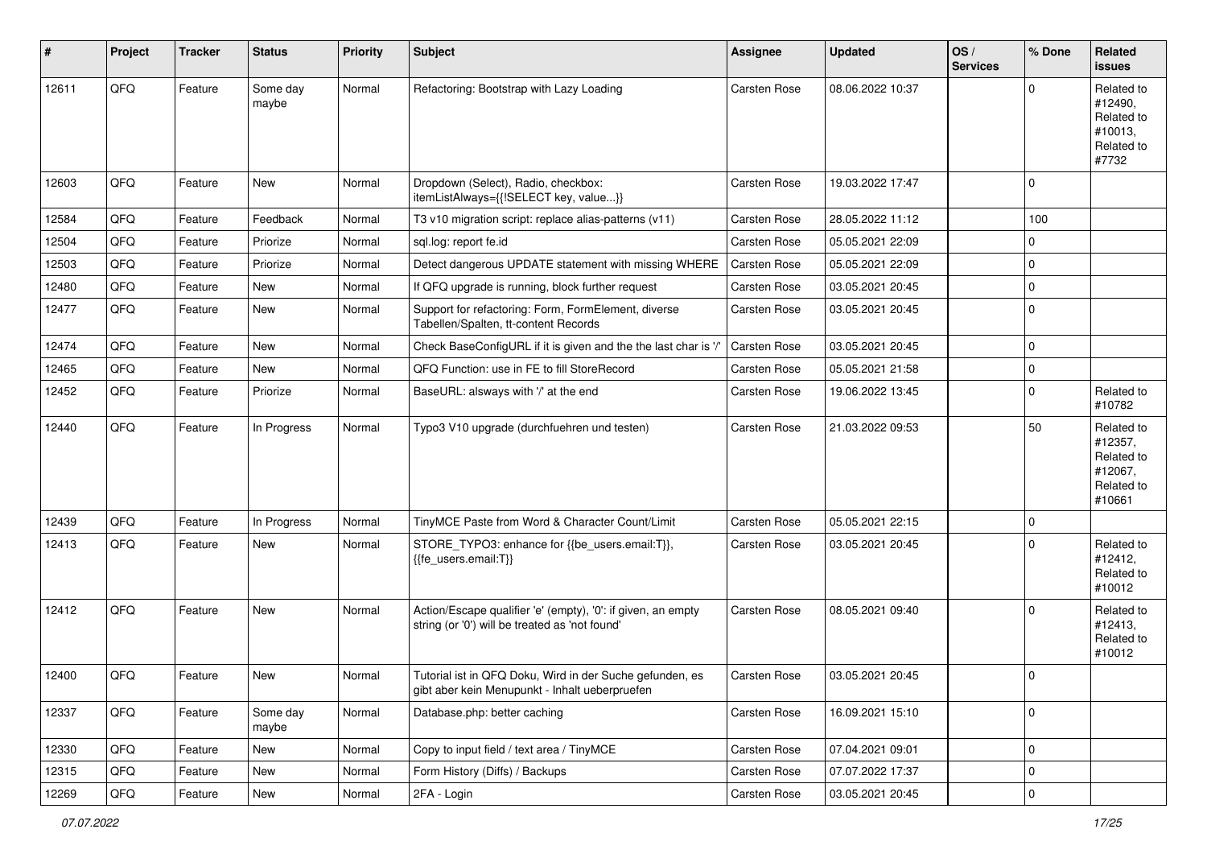| # | Project | Tracker | Status | Priority | Subject | Assignee | Updated | OS / Services | % Done | Related issues |
|---|---|---|---|---|---|---|---|---|---|---|
| 12611 | QFQ | Feature | Some day maybe | Normal | Refactoring: Bootstrap with Lazy Loading | Carsten Rose | 08.06.2022 10:37 | | 0 | Related to #12490, Related to #10013, Related to #7732 |
| 12603 | QFQ | Feature | New | Normal | Dropdown (Select), Radio, checkbox: itemListAlways={{!SELECT key, value...}} | Carsten Rose | 19.03.2022 17:47 | | 0 | |
| 12584 | QFQ | Feature | Feedback | Normal | T3 v10 migration script: replace alias-patterns (v11) | Carsten Rose | 28.05.2022 11:12 | | 100 | |
| 12504 | QFQ | Feature | Priorize | Normal | sql.log: report fe.id | Carsten Rose | 05.05.2021 22:09 | | 0 | |
| 12503 | QFQ | Feature | Priorize | Normal | Detect dangerous UPDATE statement with missing WHERE | Carsten Rose | 05.05.2021 22:09 | | 0 | |
| 12480 | QFQ | Feature | New | Normal | If QFQ upgrade is running, block further request | Carsten Rose | 03.05.2021 20:45 | | 0 | |
| 12477 | QFQ | Feature | New | Normal | Support for refactoring: Form, FormElement, diverse Tabellen/Spalten, tt-content Records | Carsten Rose | 03.05.2021 20:45 | | 0 | |
| 12474 | QFQ | Feature | New | Normal | Check BaseConfigURL if it is given and the the last char is '/' | Carsten Rose | 03.05.2021 20:45 | | 0 | |
| 12465 | QFQ | Feature | New | Normal | QFQ Function: use in FE to fill StoreRecord | Carsten Rose | 05.05.2021 21:58 | | 0 | |
| 12452 | QFQ | Feature | Priorize | Normal | BaseURL: alsways with '/' at the end | Carsten Rose | 19.06.2022 13:45 | | 0 | Related to #10782 |
| 12440 | QFQ | Feature | In Progress | Normal | Typo3 V10 upgrade (durchfuehren und testen) | Carsten Rose | 21.03.2022 09:53 | | 50 | Related to #12357, Related to #12067, Related to #10661 |
| 12439 | QFQ | Feature | In Progress | Normal | TinyMCE Paste from Word & Character Count/Limit | Carsten Rose | 05.05.2021 22:15 | | 0 | |
| 12413 | QFQ | Feature | New | Normal | STORE_TYPO3: enhance for {{be_users.email:T}}, {{fe_users.email:T}} | Carsten Rose | 03.05.2021 20:45 | | 0 | Related to #12412, Related to #10012 |
| 12412 | QFQ | Feature | New | Normal | Action/Escape qualifier 'e' (empty), '0': if given, an empty string (or '0') will be treated as 'not found' | Carsten Rose | 08.05.2021 09:40 | | 0 | Related to #12413, Related to #10012 |
| 12400 | QFQ | Feature | New | Normal | Tutorial ist in QFQ Doku, Wird in der Suche gefunden, es gibt aber kein Menupunkt - Inhalt ueberpruefen | Carsten Rose | 03.05.2021 20:45 | | 0 | |
| 12337 | QFQ | Feature | Some day maybe | Normal | Database.php: better caching | Carsten Rose | 16.09.2021 15:10 | | 0 | |
| 12330 | QFQ | Feature | New | Normal | Copy to input field / text area / TinyMCE | Carsten Rose | 07.04.2021 09:01 | | 0 | |
| 12315 | QFQ | Feature | New | Normal | Form History (Diffs) / Backups | Carsten Rose | 07.07.2022 17:37 | | 0 | |
| 12269 | QFQ | Feature | New | Normal | 2FA - Login | Carsten Rose | 03.05.2021 20:45 | | 0 | |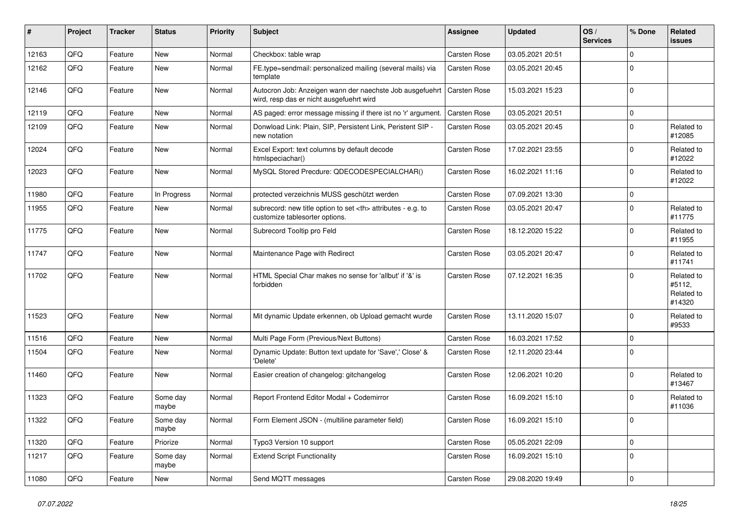| # | Project | Tracker | Status | Priority | Subject | Assignee | Updated | OS / Services | % Done | Related issues |
|---|---|---|---|---|---|---|---|---|---|---|
| 12163 | QFQ | Feature | New | Normal | Checkbox: table wrap | Carsten Rose | 03.05.2021 20:51 | | 0 | |
| 12162 | QFQ | Feature | New | Normal | FE.type=sendmail: personalized mailing (several mails) via template | Carsten Rose | 03.05.2021 20:45 | | 0 | |
| 12146 | QFQ | Feature | New | Normal | Autocron Job: Anzeigen wann der naechste Job ausgefuehrt wird, resp das er nicht ausgefuehrt wird | Carsten Rose | 15.03.2021 15:23 | | 0 | |
| 12119 | QFQ | Feature | New | Normal | AS paged: error message missing if there ist no 'r' argument. | Carsten Rose | 03.05.2021 20:51 | | 0 | |
| 12109 | QFQ | Feature | New | Normal | Donwload Link: Plain, SIP, Persistent Link, Peristent SIP - new notation | Carsten Rose | 03.05.2021 20:45 | | 0 | Related to #12085 |
| 12024 | QFQ | Feature | New | Normal | Excel Export: text columns by default decode htmlspeciachar() | Carsten Rose | 17.02.2021 23:55 | | 0 | Related to #12022 |
| 12023 | QFQ | Feature | New | Normal | MySQL Stored Precdure: QDECODESPECIALCHAR() | Carsten Rose | 16.02.2021 11:16 | | 0 | Related to #12022 |
| 11980 | QFQ | Feature | In Progress | Normal | protected verzeichnis MUSS geschützt werden | Carsten Rose | 07.09.2021 13:30 | | 0 | |
| 11955 | QFQ | Feature | New | Normal | subrecord: new title option to set <th> attributes - e.g. to customize tablesorter options. | Carsten Rose | 03.05.2021 20:47 | | 0 | Related to #11775 |
| 11775 | QFQ | Feature | New | Normal | Subrecord Tooltip pro Feld | Carsten Rose | 18.12.2020 15:22 | | 0 | Related to #11955 |
| 11747 | QFQ | Feature | New | Normal | Maintenance Page with Redirect | Carsten Rose | 03.05.2021 20:47 | | 0 | Related to #11741 |
| 11702 | QFQ | Feature | New | Normal | HTML Special Char makes no sense for 'allbut' if '&' is forbidden | Carsten Rose | 07.12.2021 16:35 | | 0 | Related to #5112, Related to #14320 |
| 11523 | QFQ | Feature | New | Normal | Mit dynamic Update erkennen, ob Upload gemacht wurde | Carsten Rose | 13.11.2020 15:07 | | 0 | Related to #9533 |
| 11516 | QFQ | Feature | New | Normal | Multi Page Form (Previous/Next Buttons) | Carsten Rose | 16.03.2021 17:52 | | 0 | |
| 11504 | QFQ | Feature | New | Normal | Dynamic Update: Button text update for 'Save',' Close' & 'Delete' | Carsten Rose | 12.11.2020 23:44 | | 0 | |
| 11460 | QFQ | Feature | New | Normal | Easier creation of changelog: gitchangelog | Carsten Rose | 12.06.2021 10:20 | | 0 | Related to #13467 |
| 11323 | QFQ | Feature | Some day maybe | Normal | Report Frontend Editor Modal + Codemirror | Carsten Rose | 16.09.2021 15:10 | | 0 | Related to #11036 |
| 11322 | QFQ | Feature | Some day maybe | Normal | Form Element JSON - (multiline parameter field) | Carsten Rose | 16.09.2021 15:10 | | 0 | |
| 11320 | QFQ | Feature | Priorize | Normal | Typo3 Version 10 support | Carsten Rose | 05.05.2021 22:09 | | 0 | |
| 11217 | QFQ | Feature | Some day maybe | Normal | Extend Script Functionality | Carsten Rose | 16.09.2021 15:10 | | 0 | |
| 11080 | QFQ | Feature | New | Normal | Send MQTT messages | Carsten Rose | 29.08.2020 19:49 | | 0 | |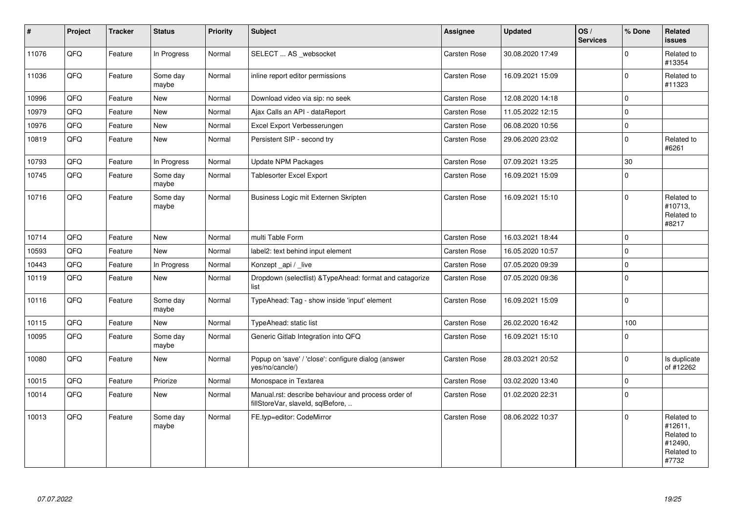| # | Project | Tracker | Status | Priority | Subject | Assignee | Updated | OS / Services | % Done | Related issues |
|---|---|---|---|---|---|---|---|---|---|---|
| 11076 | QFQ | Feature | In Progress | Normal | SELECT ... AS _websocket | Carsten Rose | 30.08.2020 17:49 | | 0 | Related to #13354 |
| 11036 | QFQ | Feature | Some day maybe | Normal | inline report editor permissions | Carsten Rose | 16.09.2021 15:09 | | 0 | Related to #11323 |
| 10996 | QFQ | Feature | New | Normal | Download video via sip: no seek | Carsten Rose | 12.08.2020 14:18 | | 0 | |
| 10979 | QFQ | Feature | New | Normal | Ajax Calls an API - dataReport | Carsten Rose | 11.05.2022 12:15 | | 0 | |
| 10976 | QFQ | Feature | New | Normal | Excel Export Verbesserungen | Carsten Rose | 06.08.2020 10:56 | | 0 | |
| 10819 | QFQ | Feature | New | Normal | Persistent SIP - second try | Carsten Rose | 29.06.2020 23:02 | | 0 | Related to #6261 |
| 10793 | QFQ | Feature | In Progress | Normal | Update NPM Packages | Carsten Rose | 07.09.2021 13:25 | | 30 | |
| 10745 | QFQ | Feature | Some day maybe | Normal | Tablesorter Excel Export | Carsten Rose | 16.09.2021 15:09 | | 0 | |
| 10716 | QFQ | Feature | Some day maybe | Normal | Business Logic mit Externen Skripten | Carsten Rose | 16.09.2021 15:10 | | 0 | Related to #10713, Related to #8217 |
| 10714 | QFQ | Feature | New | Normal | multi Table Form | Carsten Rose | 16.03.2021 18:44 | | 0 | |
| 10593 | QFQ | Feature | New | Normal | label2: text behind input element | Carsten Rose | 16.05.2020 10:57 | | 0 | |
| 10443 | QFQ | Feature | In Progress | Normal | Konzept _api / _live | Carsten Rose | 07.05.2020 09:39 | | 0 | |
| 10119 | QFQ | Feature | New | Normal | Dropdown (selectlist) &TypeAhead: format and catagorize list | Carsten Rose | 07.05.2020 09:36 | | 0 | |
| 10116 | QFQ | Feature | Some day maybe | Normal | TypeAhead: Tag - show inside 'input' element | Carsten Rose | 16.09.2021 15:09 | | 0 | |
| 10115 | QFQ | Feature | New | Normal | TypeAhead: static list | Carsten Rose | 26.02.2020 16:42 | | 100 | |
| 10095 | QFQ | Feature | Some day maybe | Normal | Generic Gitlab Integration into QFQ | Carsten Rose | 16.09.2021 15:10 | | 0 | |
| 10080 | QFQ | Feature | New | Normal | Popup on 'save' / 'close': configure dialog (answer yes/no/cancle/) | Carsten Rose | 28.03.2021 20:52 | | 0 | Is duplicate of #12262 |
| 10015 | QFQ | Feature | Priorize | Normal | Monospace in Textarea | Carsten Rose | 03.02.2020 13:40 | | 0 | |
| 10014 | QFQ | Feature | New | Normal | Manual.rst: describe behaviour and process order of fillStoreVar, slaveId, sqlBefore, .. | Carsten Rose | 01.02.2020 22:31 | | 0 | |
| 10013 | QFQ | Feature | Some day maybe | Normal | FE.typ=editor: CodeMirror | Carsten Rose | 08.06.2022 10:37 | | 0 | Related to #12611, Related to #12490, Related to #7732 |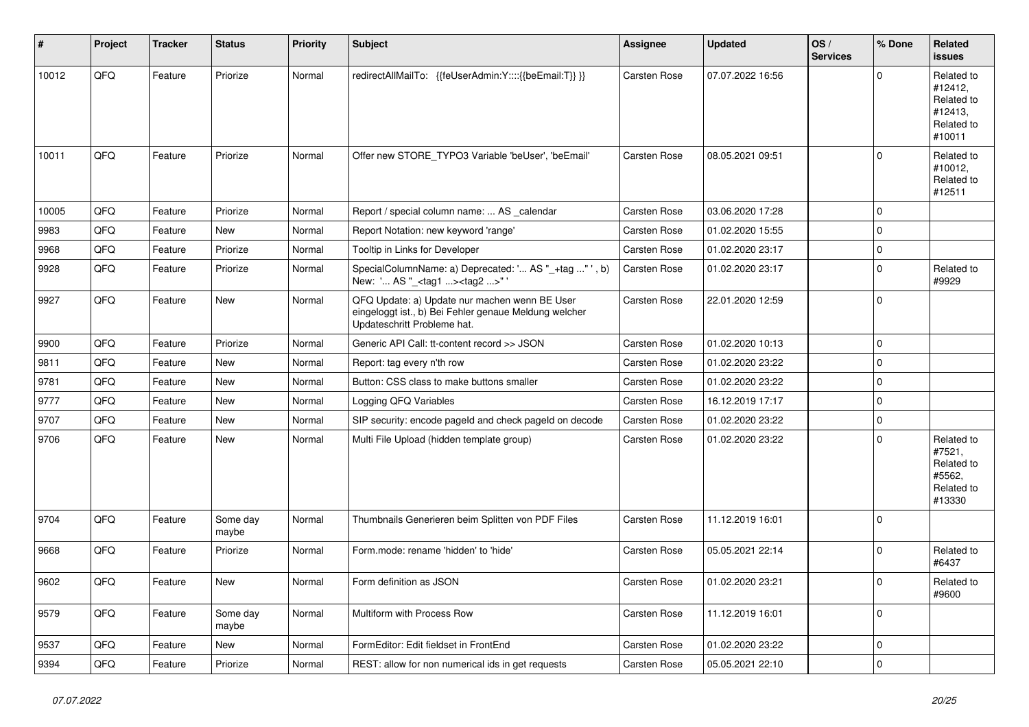| # | Project | Tracker | Status | Priority | Subject | Assignee | Updated | OS / Services | % Done | Related issues |
|---|---|---|---|---|---|---|---|---|---|---|
| 10012 | QFQ | Feature | Priorize | Normal | redirectAllMailTo: {{feUserAdmin:Y::::{{beEmail:T}} }} | Carsten Rose | 07.07.2022 16:56 | | 0 | Related to #12412, Related to #12413, Related to #10011 |
| 10011 | QFQ | Feature | Priorize | Normal | Offer new STORE_TYPO3 Variable 'beUser', 'beEmail' | Carsten Rose | 08.05.2021 09:51 | | 0 | Related to #10012, Related to #12511 |
| 10005 | QFQ | Feature | Priorize | Normal | Report / special column name: ... AS _calendar | Carsten Rose | 03.06.2020 17:28 | | 0 | |
| 9983 | QFQ | Feature | New | Normal | Report Notation: new keyword 'range' | Carsten Rose | 01.02.2020 15:55 | | 0 | |
| 9968 | QFQ | Feature | Priorize | Normal | Tooltip in Links for Developer | Carsten Rose | 01.02.2020 23:17 | | 0 | |
| 9928 | QFQ | Feature | Priorize | Normal | SpecialColumnName: a) Deprecated: '... AS "_+tag ..." ', b) New: '... AS "_<tag1 ...><tag2 ...>" ' | Carsten Rose | 01.02.2020 23:17 | | 0 | Related to #9929 |
| 9927 | QFQ | Feature | New | Normal | QFQ Update: a) Update nur machen wenn BE User eingeloggt ist., b) Bei Fehler genaue Meldung welcher Updateschritt Probleme hat. | Carsten Rose | 22.01.2020 12:59 | | 0 | |
| 9900 | QFQ | Feature | Priorize | Normal | Generic API Call: tt-content record >> JSON | Carsten Rose | 01.02.2020 10:13 | | 0 | |
| 9811 | QFQ | Feature | New | Normal | Report: tag every n'th row | Carsten Rose | 01.02.2020 23:22 | | 0 | |
| 9781 | QFQ | Feature | New | Normal | Button: CSS class to make buttons smaller | Carsten Rose | 01.02.2020 23:22 | | 0 | |
| 9777 | QFQ | Feature | New | Normal | Logging QFQ Variables | Carsten Rose | 16.12.2019 17:17 | | 0 | |
| 9707 | QFQ | Feature | New | Normal | SIP security: encode pageId and check pageId on decode | Carsten Rose | 01.02.2020 23:22 | | 0 | |
| 9706 | QFQ | Feature | New | Normal | Multi File Upload (hidden template group) | Carsten Rose | 01.02.2020 23:22 | | 0 | Related to #7521, Related to #5562, Related to #13330 |
| 9704 | QFQ | Feature | Some day maybe | Normal | Thumbnails Generieren beim Splitten von PDF Files | Carsten Rose | 11.12.2019 16:01 | | 0 | |
| 9668 | QFQ | Feature | Priorize | Normal | Form.mode: rename 'hidden' to 'hide' | Carsten Rose | 05.05.2021 22:14 | | 0 | Related to #6437 |
| 9602 | QFQ | Feature | New | Normal | Form definition as JSON | Carsten Rose | 01.02.2020 23:21 | | 0 | Related to #9600 |
| 9579 | QFQ | Feature | Some day maybe | Normal | Multiform with Process Row | Carsten Rose | 11.12.2019 16:01 | | 0 | |
| 9537 | QFQ | Feature | New | Normal | FormEditor: Edit fieldset in FrontEnd | Carsten Rose | 01.02.2020 23:22 | | 0 | |
| 9394 | QFQ | Feature | Priorize | Normal | REST: allow for non numerical ids in get requests | Carsten Rose | 05.05.2021 22:10 | | 0 | |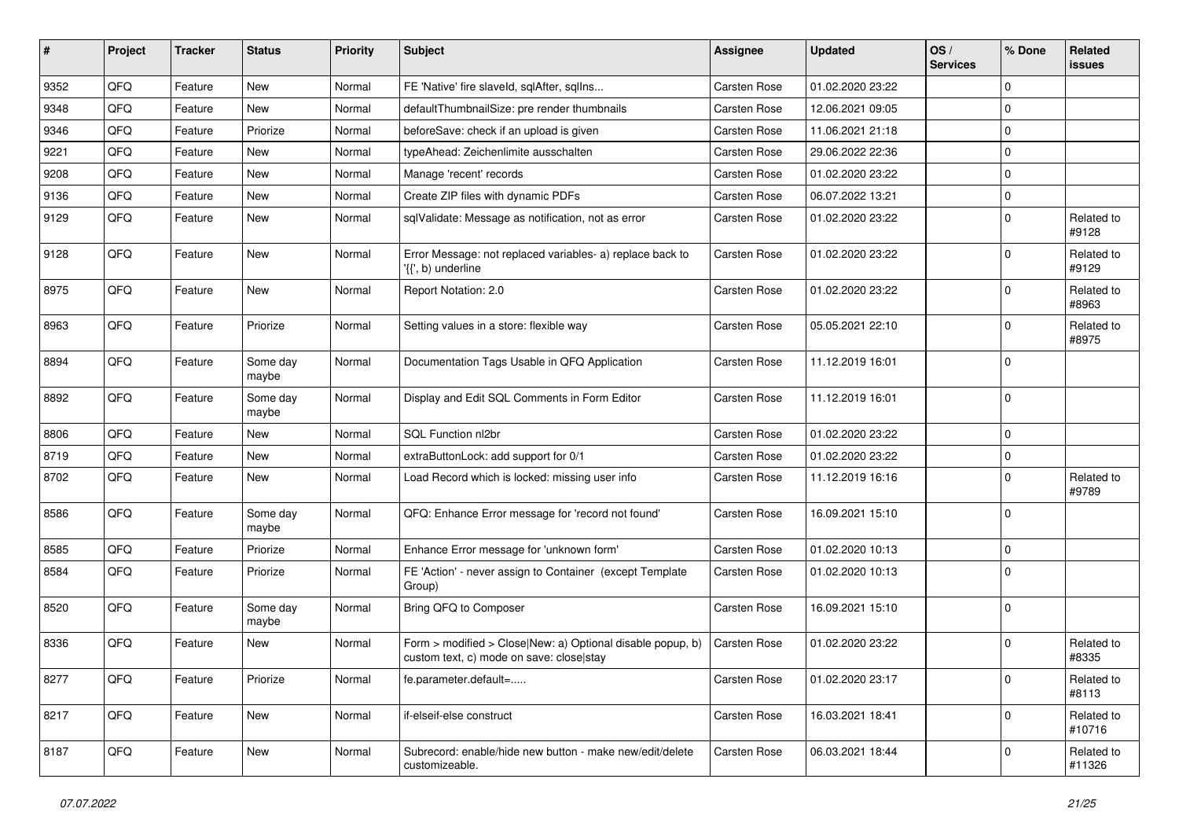| # | Project | Tracker | Status | Priority | Subject | Assignee | Updated | OS / Services | % Done | Related issues |
|---|---|---|---|---|---|---|---|---|---|---|
| 9352 | QFQ | Feature | New | Normal | FE 'Native' fire slaveId, sqlAfter, sqlIns... | Carsten Rose | 01.02.2020 23:22 | | 0 | |
| 9348 | QFQ | Feature | New | Normal | defaultThumbnailSize: pre render thumbnails | Carsten Rose | 12.06.2021 09:05 | | 0 | |
| 9346 | QFQ | Feature | Priorize | Normal | beforeSave: check if an upload is given | Carsten Rose | 11.06.2021 21:18 | | 0 | |
| 9221 | QFQ | Feature | New | Normal | typeAhead: Zeichenlimite ausschalten | Carsten Rose | 29.06.2022 22:36 | | 0 | |
| 9208 | QFQ | Feature | New | Normal | Manage 'recent' records | Carsten Rose | 01.02.2020 23:22 | | 0 | |
| 9136 | QFQ | Feature | New | Normal | Create ZIP files with dynamic PDFs | Carsten Rose | 06.07.2022 13:21 | | 0 | |
| 9129 | QFQ | Feature | New | Normal | sqlValidate: Message as notification, not as error | Carsten Rose | 01.02.2020 23:22 | | 0 | Related to #9128 |
| 9128 | QFQ | Feature | New | Normal | Error Message: not replaced variables- a) replace back to '{{', b) underline | Carsten Rose | 01.02.2020 23:22 | | 0 | Related to #9129 |
| 8975 | QFQ | Feature | New | Normal | Report Notation: 2.0 | Carsten Rose | 01.02.2020 23:22 | | 0 | Related to #8963 |
| 8963 | QFQ | Feature | Priorize | Normal | Setting values in a store: flexible way | Carsten Rose | 05.05.2021 22:10 | | 0 | Related to #8975 |
| 8894 | QFQ | Feature | Some day maybe | Normal | Documentation Tags Usable in QFQ Application | Carsten Rose | 11.12.2019 16:01 | | 0 | |
| 8892 | QFQ | Feature | Some day maybe | Normal | Display and Edit SQL Comments in Form Editor | Carsten Rose | 11.12.2019 16:01 | | 0 | |
| 8806 | QFQ | Feature | New | Normal | SQL Function nl2br | Carsten Rose | 01.02.2020 23:22 | | 0 | |
| 8719 | QFQ | Feature | New | Normal | extraButtonLock: add support for 0/1 | Carsten Rose | 01.02.2020 23:22 | | 0 | |
| 8702 | QFQ | Feature | New | Normal | Load Record which is locked: missing user info | Carsten Rose | 11.12.2019 16:16 | | 0 | Related to #9789 |
| 8586 | QFQ | Feature | Some day maybe | Normal | QFQ: Enhance Error message for 'record not found' | Carsten Rose | 16.09.2021 15:10 | | 0 | |
| 8585 | QFQ | Feature | Priorize | Normal | Enhance Error message for 'unknown form' | Carsten Rose | 01.02.2020 10:13 | | 0 | |
| 8584 | QFQ | Feature | Priorize | Normal | FE 'Action' - never assign to Container (except Template Group) | Carsten Rose | 01.02.2020 10:13 | | 0 | |
| 8520 | QFQ | Feature | Some day maybe | Normal | Bring QFQ to Composer | Carsten Rose | 16.09.2021 15:10 | | 0 | |
| 8336 | QFQ | Feature | New | Normal | Form > modified > Close\|New: a) Optional disable popup, b) custom text, c) mode on save: close\|stay | Carsten Rose | 01.02.2020 23:22 | | 0 | Related to #8335 |
| 8277 | QFQ | Feature | Priorize | Normal | fe.parameter.default=..... | Carsten Rose | 01.02.2020 23:17 | | 0 | Related to #8113 |
| 8217 | QFQ | Feature | New | Normal | if-elseif-else construct | Carsten Rose | 16.03.2021 18:41 | | 0 | Related to #10716 |
| 8187 | QFQ | Feature | New | Normal | Subrecord: enable/hide new button - make new/edit/delete customizeable. | Carsten Rose | 06.03.2021 18:44 | | 0 | Related to #11326 |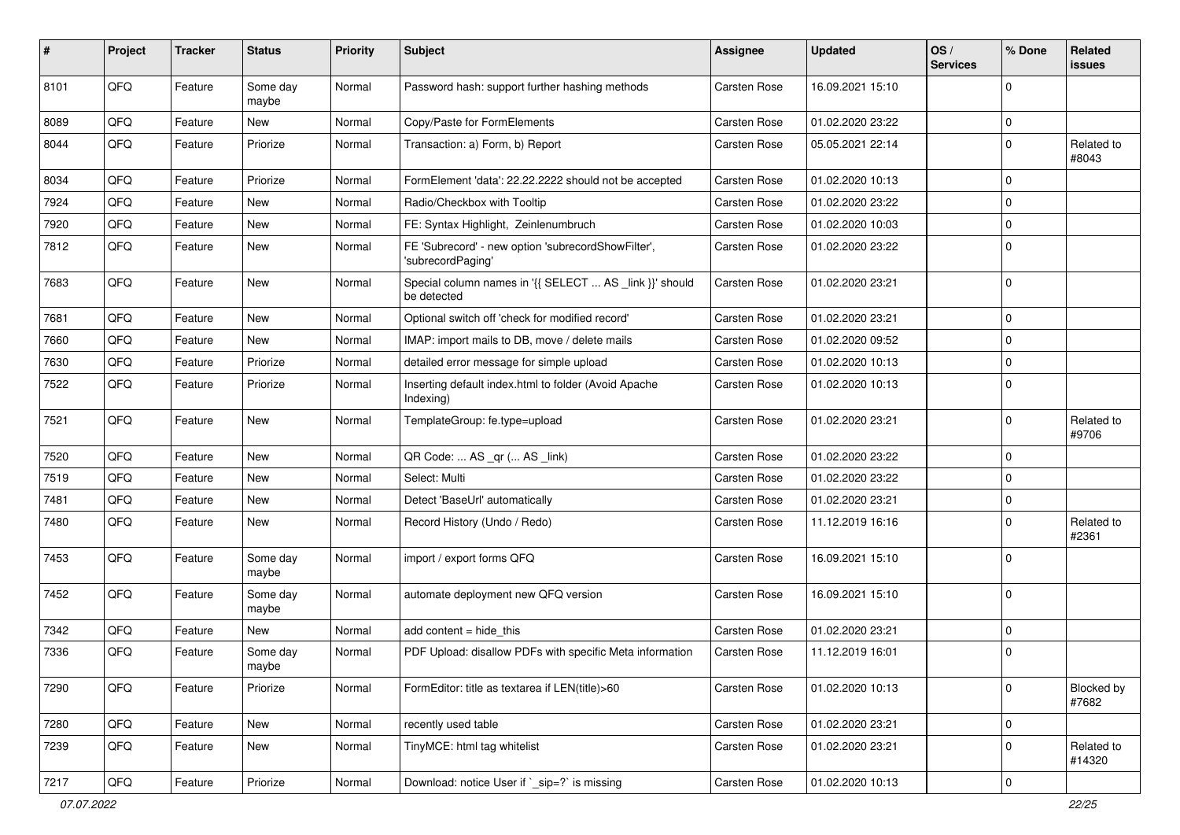| # | Project | Tracker | Status | Priority | Subject | Assignee | Updated | OS / Services | % Done | Related issues |
|---|---|---|---|---|---|---|---|---|---|---|
| 8101 | QFQ | Feature | Some day maybe | Normal | Password hash: support further hashing methods | Carsten Rose | 16.09.2021 15:10 | | 0 | |
| 8089 | QFQ | Feature | New | Normal | Copy/Paste for FormElements | Carsten Rose | 01.02.2020 23:22 | | 0 | |
| 8044 | QFQ | Feature | Priorize | Normal | Transaction: a) Form, b) Report | Carsten Rose | 05.05.2021 22:14 | | 0 | Related to #8043 |
| 8034 | QFQ | Feature | Priorize | Normal | FormElement 'data': 22.22.2222 should not be accepted | Carsten Rose | 01.02.2020 10:13 | | 0 | |
| 7924 | QFQ | Feature | New | Normal | Radio/Checkbox with Tooltip | Carsten Rose | 01.02.2020 23:22 | | 0 | |
| 7920 | QFQ | Feature | New | Normal | FE: Syntax Highlight, Zeinlenumbruch | Carsten Rose | 01.02.2020 10:03 | | 0 | |
| 7812 | QFQ | Feature | New | Normal | FE 'Subrecord' - new option 'subrecordShowFilter', 'subrecordPaging' | Carsten Rose | 01.02.2020 23:22 | | 0 | |
| 7683 | QFQ | Feature | New | Normal | Special column names in '{{ SELECT ... AS _link }}' should be detected | Carsten Rose | 01.02.2020 23:21 | | 0 | |
| 7681 | QFQ | Feature | New | Normal | Optional switch off 'check for modified record' | Carsten Rose | 01.02.2020 23:21 | | 0 | |
| 7660 | QFQ | Feature | New | Normal | IMAP: import mails to DB, move / delete mails | Carsten Rose | 01.02.2020 09:52 | | 0 | |
| 7630 | QFQ | Feature | Priorize | Normal | detailed error message for simple upload | Carsten Rose | 01.02.2020 10:13 | | 0 | |
| 7522 | QFQ | Feature | Priorize | Normal | Inserting default index.html to folder (Avoid Apache Indexing) | Carsten Rose | 01.02.2020 10:13 | | 0 | |
| 7521 | QFQ | Feature | New | Normal | TemplateGroup: fe.type=upload | Carsten Rose | 01.02.2020 23:21 | | 0 | Related to #9706 |
| 7520 | QFQ | Feature | New | Normal | QR Code: ... AS _qr ( ... AS _link) | Carsten Rose | 01.02.2020 23:22 | | 0 | |
| 7519 | QFQ | Feature | New | Normal | Select: Multi | Carsten Rose | 01.02.2020 23:22 | | 0 | |
| 7481 | QFQ | Feature | New | Normal | Detect 'BaseUrl' automatically | Carsten Rose | 01.02.2020 23:21 | | 0 | |
| 7480 | QFQ | Feature | New | Normal | Record History (Undo / Redo) | Carsten Rose | 11.12.2019 16:16 | | 0 | Related to #2361 |
| 7453 | QFQ | Feature | Some day maybe | Normal | import / export forms QFQ | Carsten Rose | 16.09.2021 15:10 | | 0 | |
| 7452 | QFQ | Feature | Some day maybe | Normal | automate deployment new QFQ version | Carsten Rose | 16.09.2021 15:10 | | 0 | |
| 7342 | QFQ | Feature | New | Normal | add content = hide_this | Carsten Rose | 01.02.2020 23:21 | | 0 | |
| 7336 | QFQ | Feature | Some day maybe | Normal | PDF Upload: disallow PDFs with specific Meta information | Carsten Rose | 11.12.2019 16:01 | | 0 | |
| 7290 | QFQ | Feature | Priorize | Normal | FormEditor: title as textarea if LEN(title)>60 | Carsten Rose | 01.02.2020 10:13 | | 0 | Blocked by #7682 |
| 7280 | QFQ | Feature | New | Normal | recently used table | Carsten Rose | 01.02.2020 23:21 | | 0 | |
| 7239 | QFQ | Feature | New | Normal | TinyMCE: html tag whitelist | Carsten Rose | 01.02.2020 23:21 | | 0 | Related to #14320 |
| 7217 | QFQ | Feature | Priorize | Normal | Download: notice User if `_sip=?` is missing | Carsten Rose | 01.02.2020 10:13 | | 0 | |

07.07.2022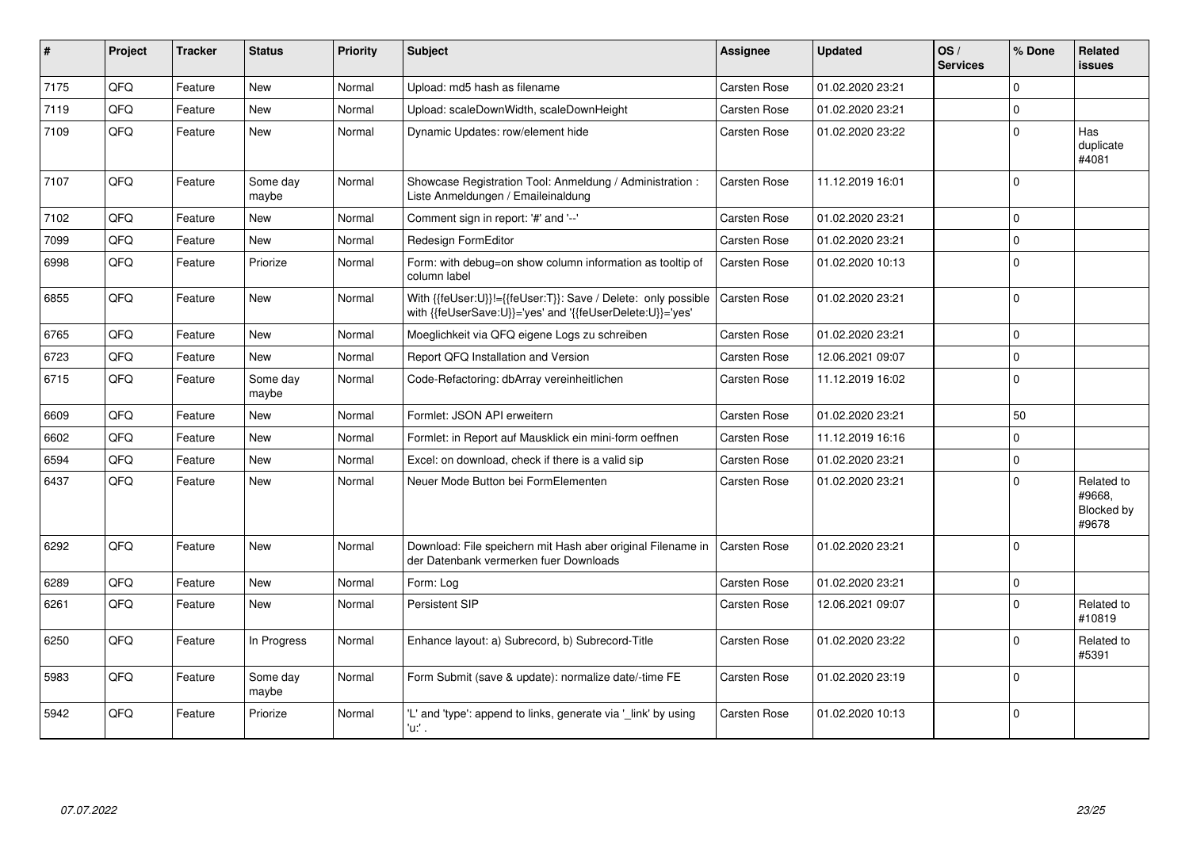| # | Project | Tracker | Status | Priority | Subject | Assignee | Updated | OS / Services | % Done | Related issues |
|---|---|---|---|---|---|---|---|---|---|---|
| 7175 | QFQ | Feature | New | Normal | Upload: md5 hash as filename | Carsten Rose | 01.02.2020 23:21 | | 0 | |
| 7119 | QFQ | Feature | New | Normal | Upload: scaleDownWidth, scaleDownHeight | Carsten Rose | 01.02.2020 23:21 | | 0 | |
| 7109 | QFQ | Feature | New | Normal | Dynamic Updates: row/element hide | Carsten Rose | 01.02.2020 23:22 | | 0 | Has duplicate #4081 |
| 7107 | QFQ | Feature | Some day maybe | Normal | Showcase Registration Tool: Anmeldung / Administration : Liste Anmeldungen / Emaileinaldung | Carsten Rose | 11.12.2019 16:01 | | 0 | |
| 7102 | QFQ | Feature | New | Normal | Comment sign in report: '#' and '--' | Carsten Rose | 01.02.2020 23:21 | | 0 | |
| 7099 | QFQ | Feature | New | Normal | Redesign FormEditor | Carsten Rose | 01.02.2020 23:21 | | 0 | |
| 6998 | QFQ | Feature | Priorize | Normal | Form: with debug=on show column information as tooltip of column label | Carsten Rose | 01.02.2020 10:13 | | 0 | |
| 6855 | QFQ | Feature | New | Normal | With {{feUser:U}}!={{feUser:T}}: Save / Delete: only possible with {{feUserSave:U}}='yes' and '{{feUserDelete:U}}='yes' | Carsten Rose | 01.02.2020 23:21 | | 0 | |
| 6765 | QFQ | Feature | New | Normal | Moeglichkeit via QFQ eigene Logs zu schreiben | Carsten Rose | 01.02.2020 23:21 | | 0 | |
| 6723 | QFQ | Feature | New | Normal | Report QFQ Installation and Version | Carsten Rose | 12.06.2021 09:07 | | 0 | |
| 6715 | QFQ | Feature | Some day maybe | Normal | Code-Refactoring: dbArray vereinheitlichen | Carsten Rose | 11.12.2019 16:02 | | 0 | |
| 6609 | QFQ | Feature | New | Normal | Formlet: JSON API erweitern | Carsten Rose | 01.02.2020 23:21 | | 50 | |
| 6602 | QFQ | Feature | New | Normal | Formlet: in Report auf Mausklick ein mini-form oeffnen | Carsten Rose | 11.12.2019 16:16 | | 0 | |
| 6594 | QFQ | Feature | New | Normal | Excel: on download, check if there is a valid sip | Carsten Rose | 01.02.2020 23:21 | | 0 | |
| 6437 | QFQ | Feature | New | Normal | Neuer Mode Button bei FormElementen | Carsten Rose | 01.02.2020 23:21 | | 0 | Related to #9668, Blocked by #9678 |
| 6292 | QFQ | Feature | New | Normal | Download: File speichern mit Hash aber original Filename in der Datenbank vermerken fuer Downloads | Carsten Rose | 01.02.2020 23:21 | | 0 | |
| 6289 | QFQ | Feature | New | Normal | Form: Log | Carsten Rose | 01.02.2020 23:21 | | 0 | |
| 6261 | QFQ | Feature | New | Normal | Persistent SIP | Carsten Rose | 12.06.2021 09:07 | | 0 | Related to #10819 |
| 6250 | QFQ | Feature | In Progress | Normal | Enhance layout: a) Subrecord, b) Subrecord-Title | Carsten Rose | 01.02.2020 23:22 | | 0 | Related to #5391 |
| 5983 | QFQ | Feature | Some day maybe | Normal | Form Submit (save & update): normalize date/-time FE | Carsten Rose | 01.02.2020 23:19 | | 0 | |
| 5942 | QFQ | Feature | Priorize | Normal | 'L' and 'type': append to links, generate via '_link' by using 'u:' . | Carsten Rose | 01.02.2020 10:13 | | 0 | |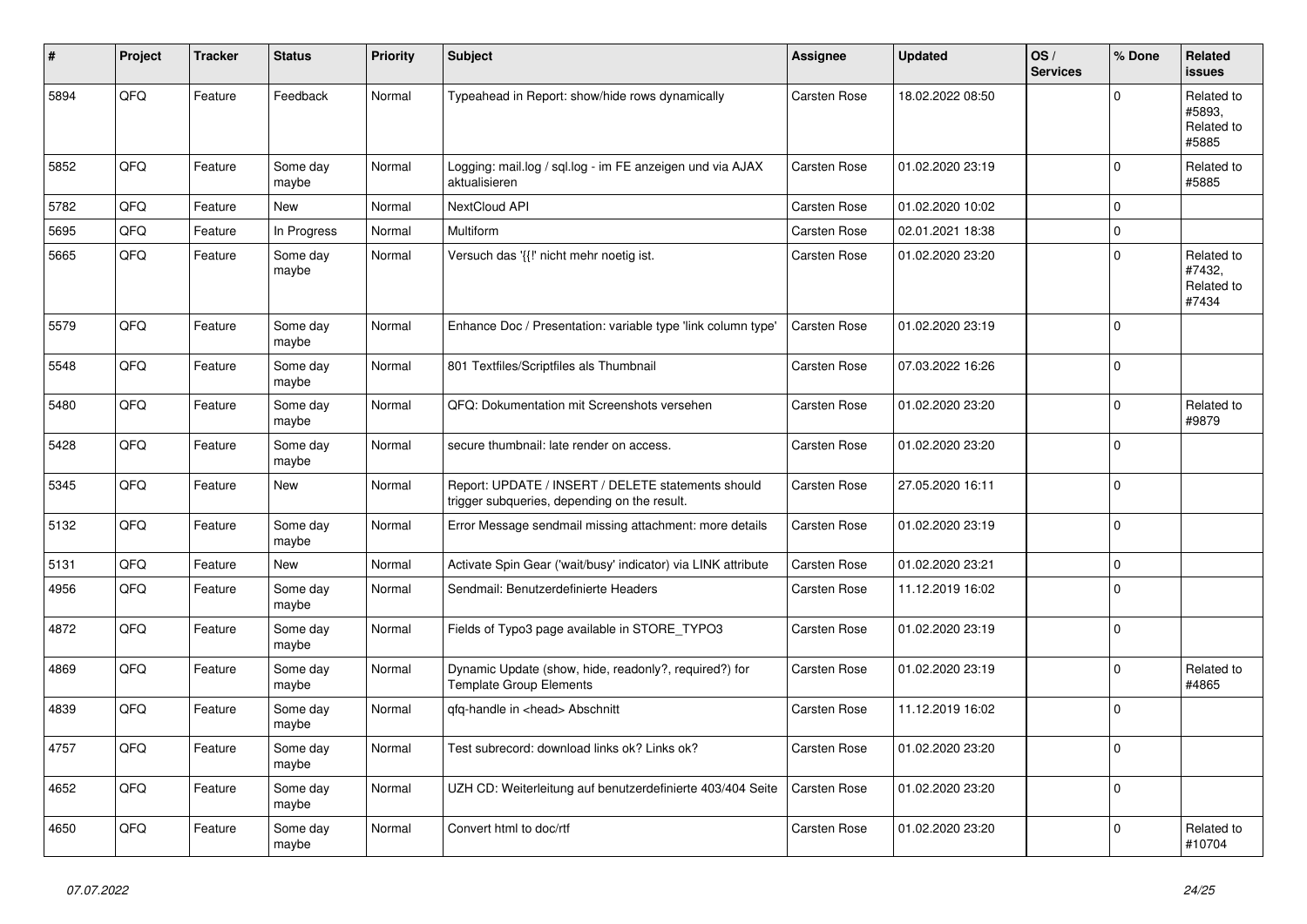| # | Project | Tracker | Status | Priority | Subject | Assignee | Updated | OS / Services | % Done | Related issues |
|---|---|---|---|---|---|---|---|---|---|---|
| 5894 | QFQ | Feature | Feedback | Normal | Typeahead in Report: show/hide rows dynamically | Carsten Rose | 18.02.2022 08:50 | | 0 | Related to #5893, Related to #5885 |
| 5852 | QFQ | Feature | Some day maybe | Normal | Logging: mail.log / sql.log - im FE anzeigen und via AJAX aktualisieren | Carsten Rose | 01.02.2020 23:19 | | 0 | Related to #5885 |
| 5782 | QFQ | Feature | New | Normal | NextCloud API | Carsten Rose | 01.02.2020 10:02 | | 0 | |
| 5695 | QFQ | Feature | In Progress | Normal | Multiform | Carsten Rose | 02.01.2021 18:38 | | 0 | |
| 5665 | QFQ | Feature | Some day maybe | Normal | Versuch das '{{!' nicht mehr noetig ist. | Carsten Rose | 01.02.2020 23:20 | | 0 | Related to #7432, Related to #7434 |
| 5579 | QFQ | Feature | Some day maybe | Normal | Enhance Doc / Presentation: variable type 'link column type' | Carsten Rose | 01.02.2020 23:19 | | 0 | |
| 5548 | QFQ | Feature | Some day maybe | Normal | 801 Textfiles/Scriptfiles als Thumbnail | Carsten Rose | 07.03.2022 16:26 | | 0 | |
| 5480 | QFQ | Feature | Some day maybe | Normal | QFQ: Dokumentation mit Screenshots versehen | Carsten Rose | 01.02.2020 23:20 | | 0 | Related to #9879 |
| 5428 | QFQ | Feature | Some day maybe | Normal | secure thumbnail: late render on access. | Carsten Rose | 01.02.2020 23:20 | | 0 | |
| 5345 | QFQ | Feature | New | Normal | Report: UPDATE / INSERT / DELETE statements should trigger subqueries, depending on the result. | Carsten Rose | 27.05.2020 16:11 | | 0 | |
| 5132 | QFQ | Feature | Some day maybe | Normal | Error Message sendmail missing attachment: more details | Carsten Rose | 01.02.2020 23:19 | | 0 | |
| 5131 | QFQ | Feature | New | Normal | Activate Spin Gear ('wait/busy' indicator) via LINK attribute | Carsten Rose | 01.02.2020 23:21 | | 0 | |
| 4956 | QFQ | Feature | Some day maybe | Normal | Sendmail: Benutzerdefinierte Headers | Carsten Rose | 11.12.2019 16:02 | | 0 | |
| 4872 | QFQ | Feature | Some day maybe | Normal | Fields of Typo3 page available in STORE_TYPO3 | Carsten Rose | 01.02.2020 23:19 | | 0 | |
| 4869 | QFQ | Feature | Some day maybe | Normal | Dynamic Update (show, hide, readonly?, required?) for Template Group Elements | Carsten Rose | 01.02.2020 23:19 | | 0 | Related to #4865 |
| 4839 | QFQ | Feature | Some day maybe | Normal | qfq-handle in <head> Abschnitt | Carsten Rose | 11.12.2019 16:02 | | 0 | |
| 4757 | QFQ | Feature | Some day maybe | Normal | Test subrecord: download links ok? Links ok? | Carsten Rose | 01.02.2020 23:20 | | 0 | |
| 4652 | QFQ | Feature | Some day maybe | Normal | UZH CD: Weiterleitung auf benutzerdefinierte 403/404 Seite | Carsten Rose | 01.02.2020 23:20 | | 0 | |
| 4650 | QFQ | Feature | Some day maybe | Normal | Convert html to doc/rtf | Carsten Rose | 01.02.2020 23:20 | | 0 | Related to #10704 |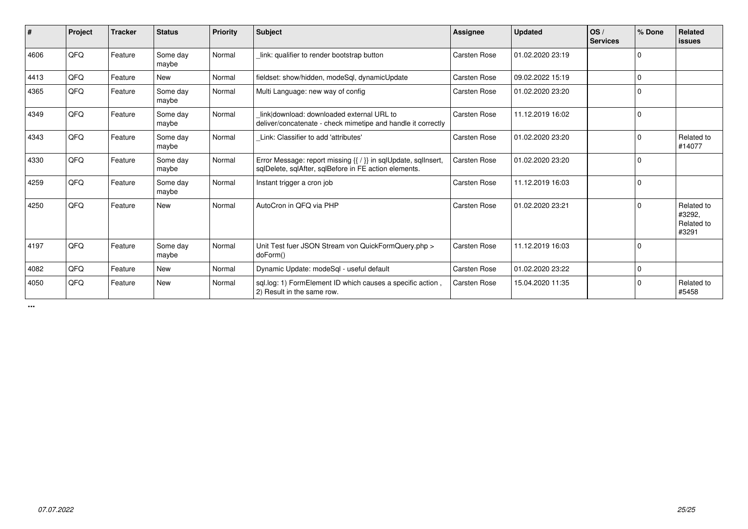| # | Project | Tracker | Status | Priority | Subject | Assignee | Updated | OS / Services | % Done | Related issues |
|---|---|---|---|---|---|---|---|---|---|---|
| 4606 | QFO | Feature | Some day maybe | Normal | _link: qualifier to render bootstrap button | Carsten Rose | 01.02.2020 23:19 | | 0 | |
| 4413 | QFQ | Feature | New | Normal | fieldset: show/hidden, modeSql, dynamicUpdate | Carsten Rose | 09.02.2022 15:19 | | 0 | |
| 4365 | QFQ | Feature | Some day maybe | Normal | Multi Language: new way of config | Carsten Rose | 01.02.2020 23:20 | | 0 | |
| 4349 | QFQ | Feature | Some day maybe | Normal | _link\|download: downloaded external URL to deliver/concatenate - check mimetipe and handle it correctly | Carsten Rose | 11.12.2019 16:02 | | 0 | |
| 4343 | QFQ | Feature | Some day maybe | Normal | _Link: Classifier to add 'attributes' | Carsten Rose | 01.02.2020 23:20 | | 0 | Related to #14077 |
| 4330 | QFQ | Feature | Some day maybe | Normal | Error Message: report missing {{ / }} in sqlUpdate, sqlInsert, sqlDelete, sqlAfter, sqlBefore in FE action elements. | Carsten Rose | 01.02.2020 23:20 | | 0 | |
| 4259 | QFQ | Feature | Some day maybe | Normal | Instant trigger a cron job | Carsten Rose | 11.12.2019 16:03 | | 0 | |
| 4250 | QFQ | Feature | New | Normal | AutoCron in QFQ via PHP | Carsten Rose | 01.02.2020 23:21 | | 0 | Related to #3292, Related to #3291 |
| 4197 | QFQ | Feature | Some day maybe | Normal | Unit Test fuer JSON Stream von QuickFormQuery.php > doForm() | Carsten Rose | 11.12.2019 16:03 | | 0 | |
| 4082 | QFQ | Feature | New | Normal | Dynamic Update: modeSql - useful default | Carsten Rose | 01.02.2020 23:22 | | 0 | |
| 4050 | QFQ | Feature | New | Normal | sql.log: 1) FormElement ID which causes a specific action , 2) Result in the same row. | Carsten Rose | 15.04.2020 11:35 | | 0 | Related to #5458 |

...